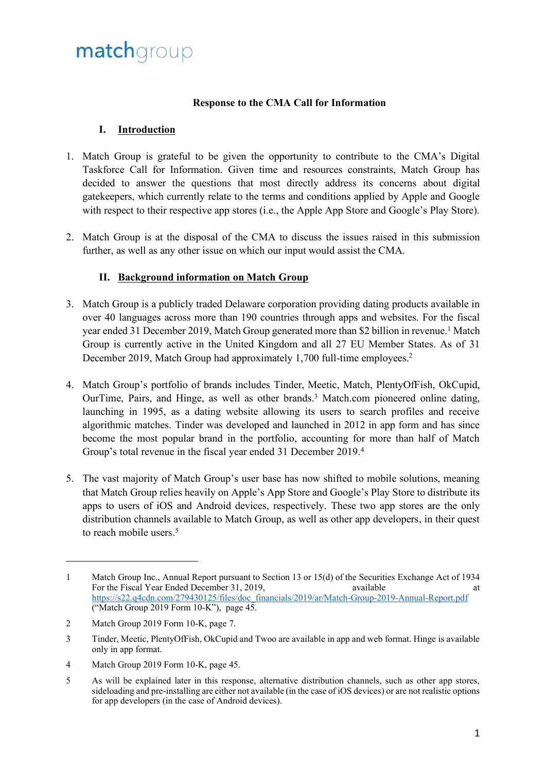matchgroup

**Response to the CMA Call for Information**

## I. Introduction

1. Match Group is grateful to be given the opportunity to contribute to the CMA's Digital Taskforce Call for Information. Given time and resources constraints, Match Group has decided to answer the questions that most directly address its concerns about digital gatekeepers, which currently relate to the terms and conditions applied by Apple and Google with respect to their respective app stores (i.e., the Apple App Store and Google's Play Store).

2. Match Group is at the disposal of the CMA to discuss the issues raised in this submission further, as well as any other issue on which our input would assist the CMA.

## II. Background information on Match Group

3. Match Group is a publicly traded Delaware corporation providing dating products available in over 40 languages across more than 190 countries through apps and websites. For the fiscal year ended 31 December 2019, Match Group generated more than $2 billion in revenue.[1] Match Group is currently active in the United Kingdom and all 27 EU Member States. As of 31 December 2019, Match Group had approximately 1,700 full-time employees.[2]

4. Match Group's portfolio of brands includes Tinder, Meetic, Match, PlentyOfFish, OkCupid, OurTime, Pairs, and Hinge, as well as other brands.[3] Match.com pioneered online dating, launching in 1995, as a dating website allowing its users to search profiles and receive algorithmic matches. Tinder was developed and launched in 2012 in app form and has since become the most popular brand in the portfolio, accounting for more than half of Match Group's total revenue in the fiscal year ended 31 December 2019.[4]

5. The vast majority of Match Group's user base has now shifted to mobile solutions, meaning that Match Group relies heavily on Apple's App Store and Google's Play Store to distribute its apps to users of iOS and Android devices, respectively. These two app stores are the only distribution channels available to Match Group, as well as other app developers, in their quest to reach mobile users.[5]

---

1 Match Group Inc., Annual Report pursuant to Section 13 or 15(d) of the Securities Exchange Act of 1934 For the Fiscal Year Ended December 31, 2019, available at https://s22.q4cdn.com/279430125/files/doc_financials/2019/ar/Match-Group-2019-Annual-Report.pdf ("Match Group 2019 Form 10-K"), page 45.

2 Match Group 2019 Form 10-K, page 7.

3 Tinder, Meetic, PlentyOfFish, OkCupid and Twoo are available in app and web format. Hinge is available only in app format.

4 Match Group 2019 Form 10-K, page 45.

5 As will be explained later in this response, alternative distribution channels, such as other app stores, sideloading and pre-installing are either not available (in the case of iOS devices) or are not realistic options for app developers (in the case of Android devices).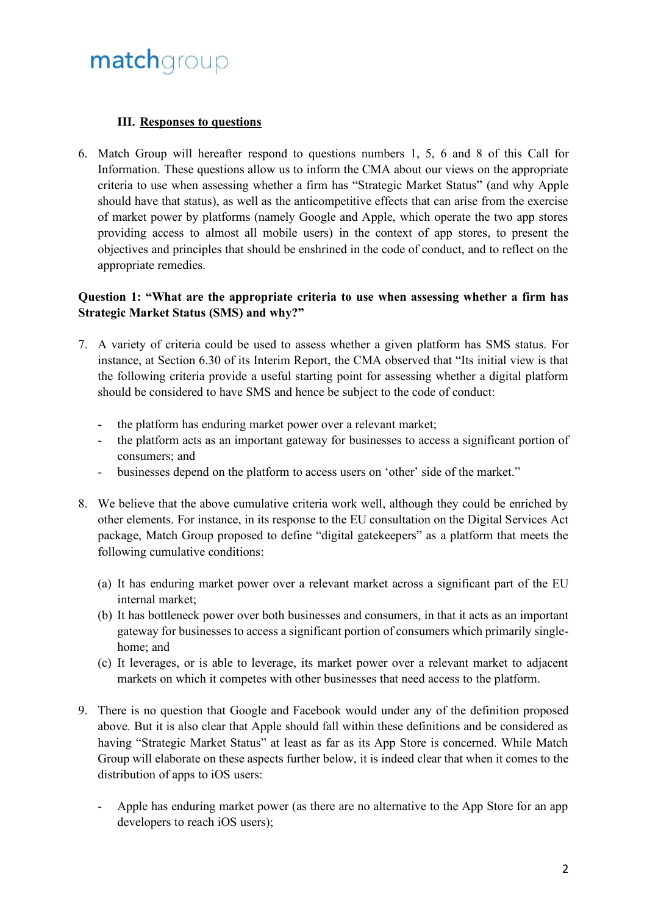### III. Responses to questions

6. Match Group will hereafter respond to questions numbers 1, 5, 6 and 8 of this Call for Information. These questions allow us to inform the CMA about our views on the appropriate criteria to use when assessing whether a firm has "Strategic Market Status" (and why Apple should have that status), as well as the anticompetitive effects that can arise from the exercise of market power by platforms (namely Google and Apple, which operate the two app stores providing access to almost all mobile users) in the context of app stores, to present the objectives and principles that should be enshrined in the code of conduct, and to reflect on the appropriate remedies.

**Question 1: "What are the appropriate criteria to use when assessing whether a firm has Strategic Market Status (SMS) and why?"**

7. A variety of criteria could be used to assess whether a given platform has SMS status. For instance, at Section 6.30 of its Interim Report, the CMA observed that "Its initial view is that the following criteria provide a useful starting point for assessing whether a digital platform should be considered to have SMS and hence be subject to the code of conduct:

   - the platform has enduring market power over a relevant market;
   - the platform acts as an important gateway for businesses to access a significant portion of consumers; and
   - businesses depend on the platform to access users on 'other' side of the market."

8. We believe that the above cumulative criteria work well, although they could be enriched by other elements. For instance, in its response to the EU consultation on the Digital Services Act package, Match Group proposed to define "digital gatekeepers" as a platform that meets the following cumulative conditions:

   (a) It has enduring market power over a relevant market across a significant part of the EU internal market;
   (b) It has bottleneck power over both businesses and consumers, in that it acts as an important gateway for businesses to access a significant portion of consumers which primarily single-home; and
   (c) It leverages, or is able to leverage, its market power over a relevant market to adjacent markets on which it competes with other businesses that need access to the platform.

9. There is no question that Google and Facebook would under any of the definition proposed above. But it is also clear that Apple should fall within these definitions and be considered as having "Strategic Market Status" at least as far as its App Store is concerned. While Match Group will elaborate on these aspects further below, it is indeed clear that when it comes to the distribution of apps to iOS users:

   - Apple has enduring market power (as there are no alternative to the App Store for an app developers to reach iOS users);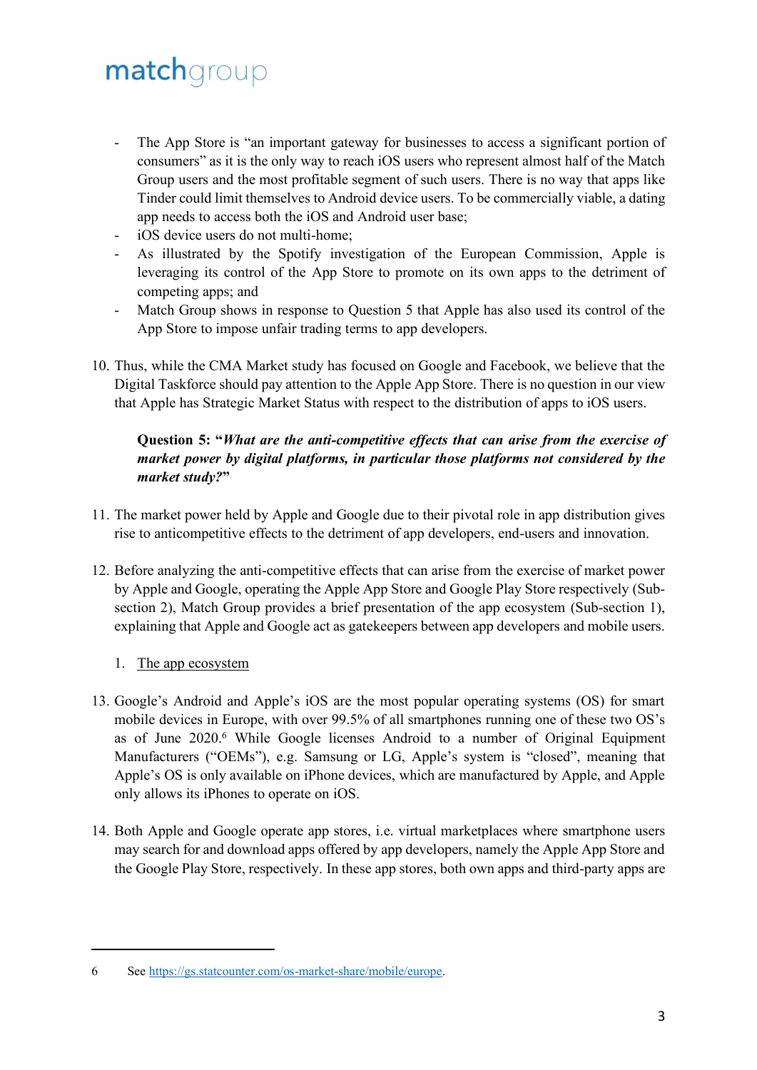- The App Store is "an important gateway for businesses to access a significant portion of consumers" as it is the only way to reach iOS users who represent almost half of the Match Group users and the most profitable segment of such users. There is no way that apps like Tinder could limit themselves to Android device users. To be commercially viable, a dating app needs to access both the iOS and Android user base;
- iOS device users do not multi-home;
- As illustrated by the Spotify investigation of the European Commission, Apple is leveraging its control of the App Store to promote on its own apps to the detriment of competing apps; and
- Match Group shows in response to Question 5 that Apple has also used its control of the App Store to impose unfair trading terms to app developers.

10. Thus, while the CMA Market study has focused on Google and Facebook, we believe that the Digital Taskforce should pay attention to the Apple App Store. There is no question in our view that Apple has Strategic Market Status with respect to the distribution of apps to iOS users.

**Question 5: "*What are the anti-competitive effects that can arise from the exercise of market power by digital platforms, in particular those platforms not considered by the market study?*"**

11. The market power held by Apple and Google due to their pivotal role in app distribution gives rise to anticompetitive effects to the detriment of app developers, end-users and innovation.

12. Before analyzing the anti-competitive effects that can arise from the exercise of market power by Apple and Google, operating the Apple App Store and Google Play Store respectively (Sub-section 2), Match Group provides a brief presentation of the app ecosystem (Sub-section 1), explaining that Apple and Google act as gatekeepers between app developers and mobile users.

1. <u>The app ecosystem</u>

13. Google's Android and Apple's iOS are the most popular operating systems (OS) for smart mobile devices in Europe, with over 99.5% of all smartphones running one of these two OS's as of June 2020.[6] While Google licenses Android to a number of Original Equipment Manufacturers ("OEMs"), e.g. Samsung or LG, Apple's system is "closed", meaning that Apple's OS is only available on iPhone devices, which are manufactured by Apple, and Apple only allows its iPhones to operate on iOS.

14. Both Apple and Google operate app stores, i.e. virtual marketplaces where smartphone users may search for and download apps offered by app developers, namely the Apple App Store and the Google Play Store, respectively. In these app stores, both own apps and third-party apps are

---

6 See https://gs.statcounter.com/os-market-share/mobile/europe.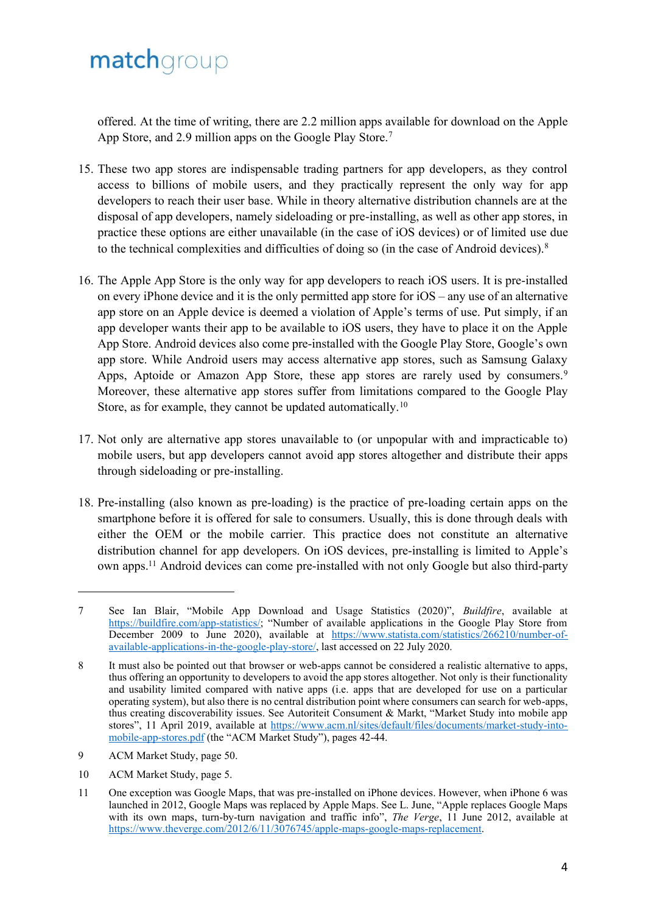offered. At the time of writing, there are 2.2 million apps available for download on the Apple App Store, and 2.9 million apps on the Google Play Store.[7]

15. These two app stores are indispensable trading partners for app developers, as they control access to billions of mobile users, and they practically represent the only way for app developers to reach their user base. While in theory alternative distribution channels are at the disposal of app developers, namely sideloading or pre-installing, as well as other app stores, in practice these options are either unavailable (in the case of iOS devices) or of limited use due to the technical complexities and difficulties of doing so (in the case of Android devices).[8]

16. The Apple App Store is the only way for app developers to reach iOS users. It is pre-installed on every iPhone device and it is the only permitted app store for iOS – any use of an alternative app store on an Apple device is deemed a violation of Apple's terms of use. Put simply, if an app developer wants their app to be available to iOS users, they have to place it on the Apple App Store. Android devices also come pre-installed with the Google Play Store, Google's own app store. While Android users may access alternative app stores, such as Samsung Galaxy Apps, Aptoide or Amazon App Store, these app stores are rarely used by consumers.[9] Moreover, these alternative app stores suffer from limitations compared to the Google Play Store, as for example, they cannot be updated automatically.[10]

17. Not only are alternative app stores unavailable to (or unpopular with and impracticable to) mobile users, but app developers cannot avoid app stores altogether and distribute their apps through sideloading or pre-installing.

18. Pre-installing (also known as pre-loading) is the practice of pre-loading certain apps on the smartphone before it is offered for sale to consumers. Usually, this is done through deals with either the OEM or the mobile carrier. This practice does not constitute an alternative distribution channel for app developers. On iOS devices, pre-installing is limited to Apple's own apps.[11] Android devices can come pre-installed with not only Google but also third-party

---

7 See Ian Blair, "Mobile App Download and Usage Statistics (2020)", *Buildfire*, available at https://buildfire.com/app-statistics/; "Number of available applications in the Google Play Store from December 2009 to June 2020), available at https://www.statista.com/statistics/266210/number-of-available-applications-in-the-google-play-store/, last accessed on 22 July 2020.

8 It must also be pointed out that browser or web-apps cannot be considered a realistic alternative to apps, thus offering an opportunity to developers to avoid the app stores altogether. Not only is their functionality and usability limited compared with native apps (i.e. apps that are developed for use on a particular operating system), but also there is no central distribution point where consumers can search for web-apps, thus creating discoverability issues. See Autoriteit Consument & Markt, "Market Study into mobile app stores", 11 April 2019, available at https://www.acm.nl/sites/default/files/documents/market-study-into-mobile-app-stores.pdf (the "ACM Market Study"), pages 42-44.

9 ACM Market Study, page 50.

10 ACM Market Study, page 5.

11 One exception was Google Maps, that was pre-installed on iPhone devices. However, when iPhone 6 was launched in 2012, Google Maps was replaced by Apple Maps. See L. June, "Apple replaces Google Maps with its own maps, turn-by-turn navigation and traffic info", *The Verge*, 11 June 2012, available at https://www.theverge.com/2012/6/11/3076745/apple-maps-google-maps-replacement.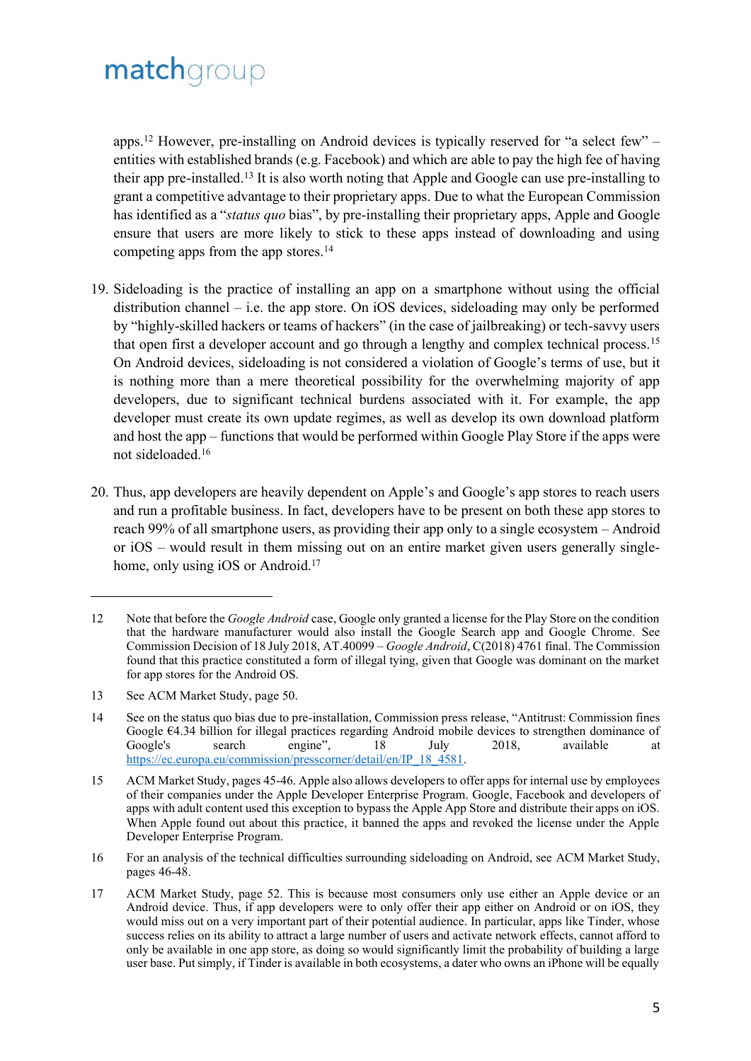apps.[12] However, pre-installing on Android devices is typically reserved for "a select few" – entities with established brands (e.g. Facebook) and which are able to pay the high fee of having their app pre-installed.[13] It is also worth noting that Apple and Google can use pre-installing to grant a competitive advantage to their proprietary apps. Due to what the European Commission has identified as a "*status quo* bias", by pre-installing their proprietary apps, Apple and Google ensure that users are more likely to stick to these apps instead of downloading and using competing apps from the app stores.[14]

19. Sideloading is the practice of installing an app on a smartphone without using the official distribution channel – i.e. the app store. On iOS devices, sideloading may only be performed by "highly-skilled hackers or teams of hackers" (in the case of jailbreaking) or tech-savvy users that open first a developer account and go through a lengthy and complex technical process.[15] On Android devices, sideloading is not considered a violation of Google's terms of use, but it is nothing more than a mere theoretical possibility for the overwhelming majority of app developers, due to significant technical burdens associated with it. For example, the app developer must create its own update regimes, as well as develop its own download platform and host the app – functions that would be performed within Google Play Store if the apps were not sideloaded.[16]

20. Thus, app developers are heavily dependent on Apple's and Google's app stores to reach users and run a profitable business. In fact, developers have to be present on both these app stores to reach 99% of all smartphone users, as providing their app only to a single ecosystem – Android or iOS – would result in them missing out on an entire market given users generally single-home, only using iOS or Android.[17]

---

12 Note that before the *Google Android* case, Google only granted a license for the Play Store on the condition that the hardware manufacturer would also install the Google Search app and Google Chrome. See Commission Decision of 18 July 2018, AT.40099 – *Google Android*, C(2018) 4761 final. The Commission found that this practice constituted a form of illegal tying, given that Google was dominant on the market for app stores for the Android OS.

13 See ACM Market Study, page 50.

14 See on the status quo bias due to pre-installation, Commission press release, "Antitrust: Commission fines Google €4.34 billion for illegal practices regarding Android mobile devices to strengthen dominance of Google's search engine", 18 July 2018, available at https://ec.europa.eu/commission/presscorner/detail/en/IP_18_4581.

15 ACM Market Study, pages 45-46. Apple also allows developers to offer apps for internal use by employees of their companies under the Apple Developer Enterprise Program. Google, Facebook and developers of apps with adult content used this exception to bypass the Apple App Store and distribute their apps on iOS. When Apple found out about this practice, it banned the apps and revoked the license under the Apple Developer Enterprise Program.

16 For an analysis of the technical difficulties surrounding sideloading on Android, see ACM Market Study, pages 46-48.

17 ACM Market Study, page 52. This is because most consumers only use either an Apple device or an Android device. Thus, if app developers were to only offer their app either on Android or on iOS, they would miss out on a very important part of their potential audience. In particular, apps like Tinder, whose success relies on its ability to attract a large number of users and activate network effects, cannot afford to only be available in one app store, as doing so would significantly limit the probability of building a large user base. Put simply, if Tinder is available in both ecosystems, a dater who owns an iPhone will be equally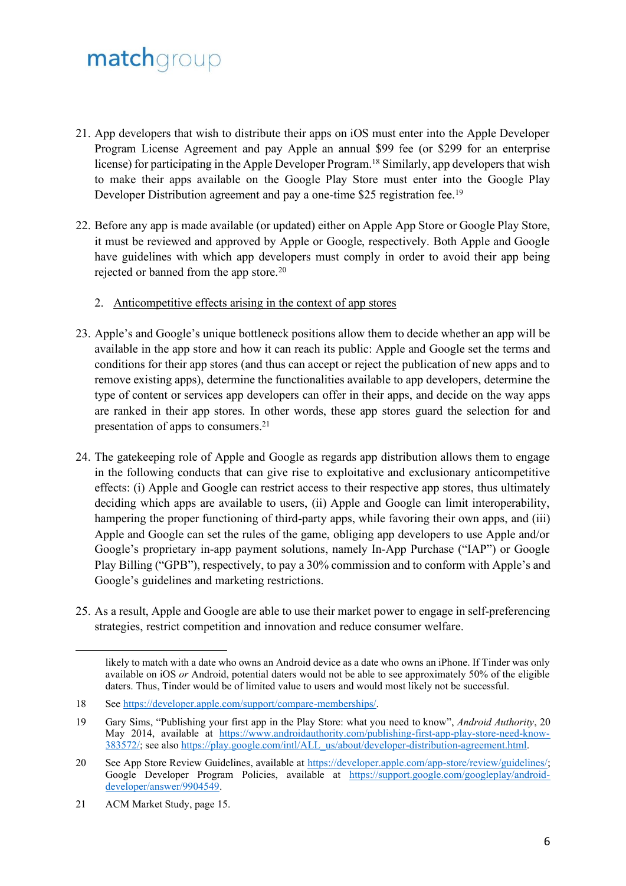21. App developers that wish to distribute their apps on iOS must enter into the Apple Developer Program License Agreement and pay Apple an annual $99 fee (or $299 for an enterprise license) for participating in the Apple Developer Program.[18] Similarly, app developers that wish to make their apps available on the Google Play Store must enter into the Google Play Developer Distribution agreement and pay a one-time $25 registration fee.[19]

22. Before any app is made available (or updated) either on Apple App Store or Google Play Store, it must be reviewed and approved by Apple or Google, respectively. Both Apple and Google have guidelines with which app developers must comply in order to avoid their app being rejected or banned from the app store.[20]

2. Anticompetitive effects arising in the context of app stores

23. Apple's and Google's unique bottleneck positions allow them to decide whether an app will be available in the app store and how it can reach its public: Apple and Google set the terms and conditions for their app stores (and thus can accept or reject the publication of new apps and to remove existing apps), determine the functionalities available to app developers, determine the type of content or services app developers can offer in their apps, and decide on the way apps are ranked in their app stores. In other words, these app stores guard the selection for and presentation of apps to consumers.[21]

24. The gatekeeping role of Apple and Google as regards app distribution allows them to engage in the following conducts that can give rise to exploitative and exclusionary anticompetitive effects: (i) Apple and Google can restrict access to their respective app stores, thus ultimately deciding which apps are available to users, (ii) Apple and Google can limit interoperability, hampering the proper functioning of third-party apps, while favoring their own apps, and (iii) Apple and Google can set the rules of the game, obliging app developers to use Apple and/or Google's proprietary in-app payment solutions, namely In-App Purchase ("IAP") or Google Play Billing ("GPB"), respectively, to pay a 30% commission and to conform with Apple's and Google's guidelines and marketing restrictions.

25. As a result, Apple and Google are able to use their market power to engage in self-preferencing strategies, restrict competition and innovation and reduce consumer welfare.

---

likely to match with a date who owns an Android device as a date who owns an iPhone. If Tinder was only available on iOS *or* Android, potential daters would not be able to see approximately 50% of the eligible daters. Thus, Tinder would be of limited value to users and would most likely not be successful.

18 See https://developer.apple.com/support/compare-memberships/.

19 Gary Sims, "Publishing your first app in the Play Store: what you need to know", *Android Authority*, 20 May 2014, available at https://www.androidauthority.com/publishing-first-app-play-store-need-know-383572/; see also https://play.google.com/intl/ALL_us/about/developer-distribution-agreement.html.

20 See App Store Review Guidelines, available at https://developer.apple.com/app-store/review/guidelines/; Google Developer Program Policies, available at https://support.google.com/googleplay/android-developer/answer/9904549.

21 ACM Market Study, page 15.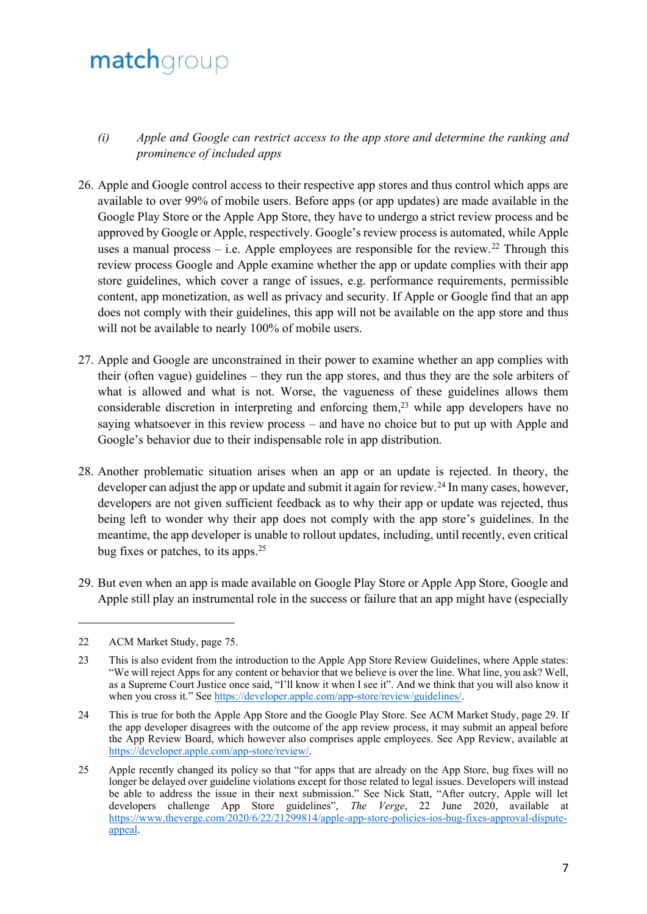*(i) Apple and Google can restrict access to the app store and determine the ranking and prominence of included apps*

26. Apple and Google control access to their respective app stores and thus control which apps are available to over 99% of mobile users. Before apps (or app updates) are made available in the Google Play Store or the Apple App Store, they have to undergo a strict review process and be approved by Google or Apple, respectively. Google's review process is automated, while Apple uses a manual process – i.e. Apple employees are responsible for the review.[22] Through this review process Google and Apple examine whether the app or update complies with their app store guidelines, which cover a range of issues, e.g. performance requirements, permissible content, app monetization, as well as privacy and security. If Apple or Google find that an app does not comply with their guidelines, this app will not be available on the app store and thus will not be available to nearly 100% of mobile users.

27. Apple and Google are unconstrained in their power to examine whether an app complies with their (often vague) guidelines – they run the app stores, and thus they are the sole arbiters of what is allowed and what is not. Worse, the vagueness of these guidelines allows them considerable discretion in interpreting and enforcing them,[23] while app developers have no saying whatsoever in this review process – and have no choice but to put up with Apple and Google's behavior due to their indispensable role in app distribution.

28. Another problematic situation arises when an app or an update is rejected. In theory, the developer can adjust the app or update and submit it again for review.[24] In many cases, however, developers are not given sufficient feedback as to why their app or update was rejected, thus being left to wonder why their app does not comply with the app store's guidelines. In the meantime, the app developer is unable to rollout updates, including, until recently, even critical bug fixes or patches, to its apps.[25]

29. But even when an app is made available on Google Play Store or Apple App Store, Google and Apple still play an instrumental role in the success or failure that an app might have (especially

---

22 ACM Market Study, page 75.

23 This is also evident from the introduction to the Apple App Store Review Guidelines, where Apple states: "We will reject Apps for any content or behavior that we believe is over the line. What line, you ask? Well, as a Supreme Court Justice once said, "I'll know it when I see it". And we think that you will also know it when you cross it." See https://developer.apple.com/app-store/review/guidelines/.

24 This is true for both the Apple App Store and the Google Play Store. See ACM Market Study, page 29. If the app developer disagrees with the outcome of the app review process, it may submit an appeal before the App Review Board, which however also comprises apple employees. See App Review, available at https://developer.apple.com/app-store/review/.

25 Apple recently changed its policy so that "for apps that are already on the App Store, bug fixes will no longer be delayed over guideline violations except for those related to legal issues. Developers will instead be able to address the issue in their next submission." See Nick Statt, "After outcry, Apple will let developers challenge App Store guidelines", *The Verge*, 22 June 2020, available at https://www.theverge.com/2020/6/22/21299814/apple-app-store-policies-ios-bug-fixes-approval-dispute-appeal.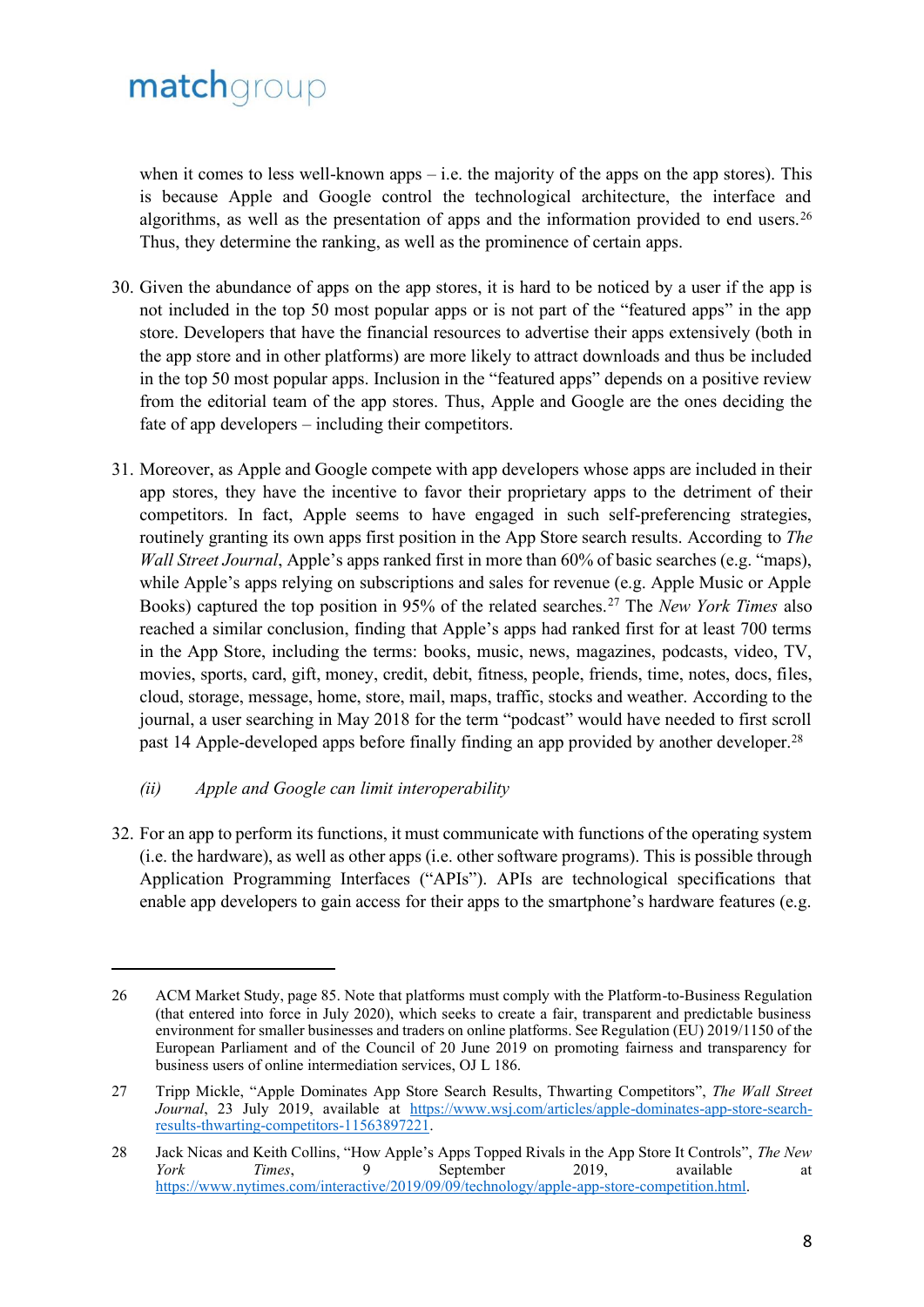when it comes to less well-known apps – i.e. the majority of the apps on the app stores). This is because Apple and Google control the technological architecture, the interface and algorithms, as well as the presentation of apps and the information provided to end users.[26] Thus, they determine the ranking, as well as the prominence of certain apps.

30. Given the abundance of apps on the app stores, it is hard to be noticed by a user if the app is not included in the top 50 most popular apps or is not part of the "featured apps" in the app store. Developers that have the financial resources to advertise their apps extensively (both in the app store and in other platforms) are more likely to attract downloads and thus be included in the top 50 most popular apps. Inclusion in the "featured apps" depends on a positive review from the editorial team of the app stores. Thus, Apple and Google are the ones deciding the fate of app developers – including their competitors.

31. Moreover, as Apple and Google compete with app developers whose apps are included in their app stores, they have the incentive to favor their proprietary apps to the detriment of their competitors. In fact, Apple seems to have engaged in such self-preferencing strategies, routinely granting its own apps first position in the App Store search results. According to *The Wall Street Journal*, Apple's apps ranked first in more than 60% of basic searches (e.g. "maps), while Apple's apps relying on subscriptions and sales for revenue (e.g. Apple Music or Apple Books) captured the top position in 95% of the related searches.[27] The *New York Times* also reached a similar conclusion, finding that Apple's apps had ranked first for at least 700 terms in the App Store, including the terms: books, music, news, magazines, podcasts, video, TV, movies, sports, card, gift, money, credit, debit, fitness, people, friends, time, notes, docs, files, cloud, storage, message, home, store, mail, maps, traffic, stocks and weather. According to the journal, a user searching in May 2018 for the term "podcast" would have needed to first scroll past 14 Apple-developed apps before finally finding an app provided by another developer.[28]

*(ii) Apple and Google can limit interoperability*

32. For an app to perform its functions, it must communicate with functions of the operating system (i.e. the hardware), as well as other apps (i.e. other software programs). This is possible through Application Programming Interfaces ("APIs"). APIs are technological specifications that enable app developers to gain access for their apps to the smartphone's hardware features (e.g.

---

26 ACM Market Study, page 85. Note that platforms must comply with the Platform-to-Business Regulation (that entered into force in July 2020), which seeks to create a fair, transparent and predictable business environment for smaller businesses and traders on online platforms. See Regulation (EU) 2019/1150 of the European Parliament and of the Council of 20 June 2019 on promoting fairness and transparency for business users of online intermediation services, OJ L 186.

27 Tripp Mickle, "Apple Dominates App Store Search Results, Thwarting Competitors", *The Wall Street Journal*, 23 July 2019, available at https://www.wsj.com/articles/apple-dominates-app-store-search-results-thwarting-competitors-11563897221.

28 Jack Nicas and Keith Collins, "How Apple's Apps Topped Rivals in the App Store It Controls", *The New York Times*, 9 September 2019, available at https://www.nytimes.com/interactive/2019/09/09/technology/apple-app-store-competition.html.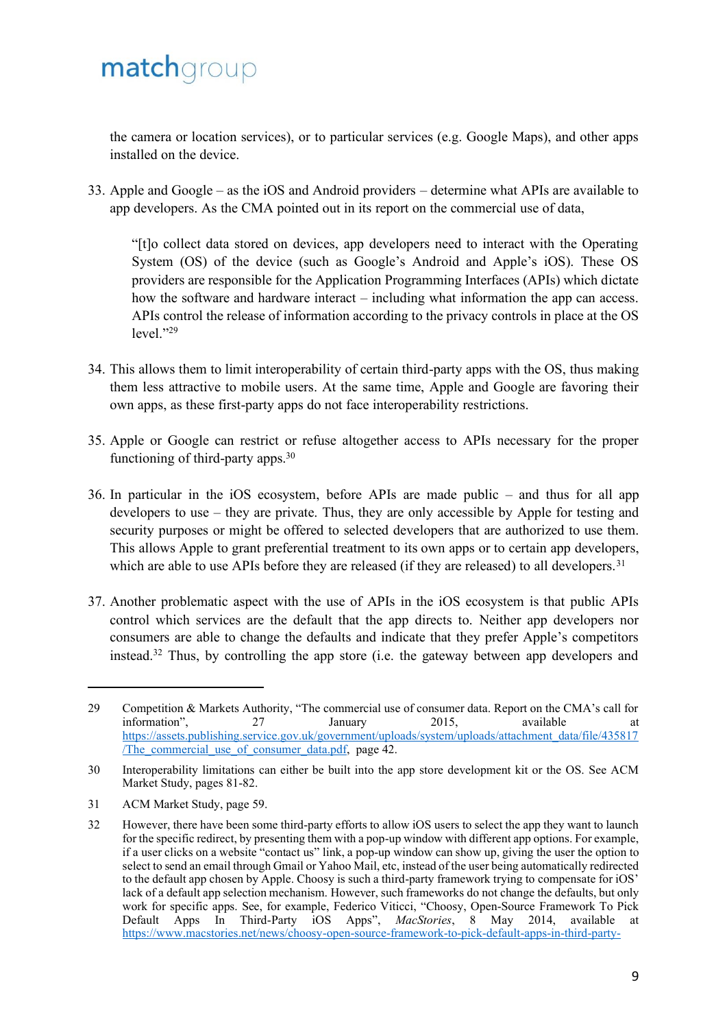the camera or location services), or to particular services (e.g. Google Maps), and other apps installed on the device.

33. Apple and Google – as the iOS and Android providers – determine what APIs are available to app developers. As the CMA pointed out in its report on the commercial use of data,

> "[t]o collect data stored on devices, app developers need to interact with the Operating System (OS) of the device (such as Google's Android and Apple's iOS). These OS providers are responsible for the Application Programming Interfaces (APIs) which dictate how the software and hardware interact – including what information the app can access. APIs control the release of information according to the privacy controls in place at the OS level."[29]

34. This allows them to limit interoperability of certain third-party apps with the OS, thus making them less attractive to mobile users. At the same time, Apple and Google are favoring their own apps, as these first-party apps do not face interoperability restrictions.

35. Apple or Google can restrict or refuse altogether access to APIs necessary for the proper functioning of third-party apps.[30]

36. In particular in the iOS ecosystem, before APIs are made public – and thus for all app developers to use – they are private. Thus, they are only accessible by Apple for testing and security purposes or might be offered to selected developers that are authorized to use them. This allows Apple to grant preferential treatment to its own apps or to certain app developers, which are able to use APIs before they are released (if they are released) to all developers.[31]

37. Another problematic aspect with the use of APIs in the iOS ecosystem is that public APIs control which services are the default that the app directs to. Neither app developers nor consumers are able to change the defaults and indicate that they prefer Apple's competitors instead.[32] Thus, by controlling the app store (i.e. the gateway between app developers and

---

29 Competition & Markets Authority, "The commercial use of consumer data. Report on the CMA's call for information", 27 January 2015, available at https://assets.publishing.service.gov.uk/government/uploads/system/uploads/attachment_data/file/435817/The_commercial_use_of_consumer_data.pdf, page 42.

30 Interoperability limitations can either be built into the app store development kit or the OS. See ACM Market Study, pages 81-82.

31 ACM Market Study, page 59.

32 However, there have been some third-party efforts to allow iOS users to select the app they want to launch for the specific redirect, by presenting them with a pop-up window with different app options. For example, if a user clicks on a website "contact us" link, a pop-up window can show up, giving the user the option to select to send an email through Gmail or Yahoo Mail, etc, instead of the user being automatically redirected to the default app chosen by Apple. Choosy is such a third-party framework trying to compensate for iOS' lack of a default app selection mechanism. However, such frameworks do not change the defaults, but only work for specific apps. See, for example, Federico Viticci, "Choosy, Open-Source Framework To Pick Default Apps In Third-Party iOS Apps", *MacStories*, 8 May 2014, available at https://www.macstories.net/news/choosy-open-source-framework-to-pick-default-apps-in-third-party-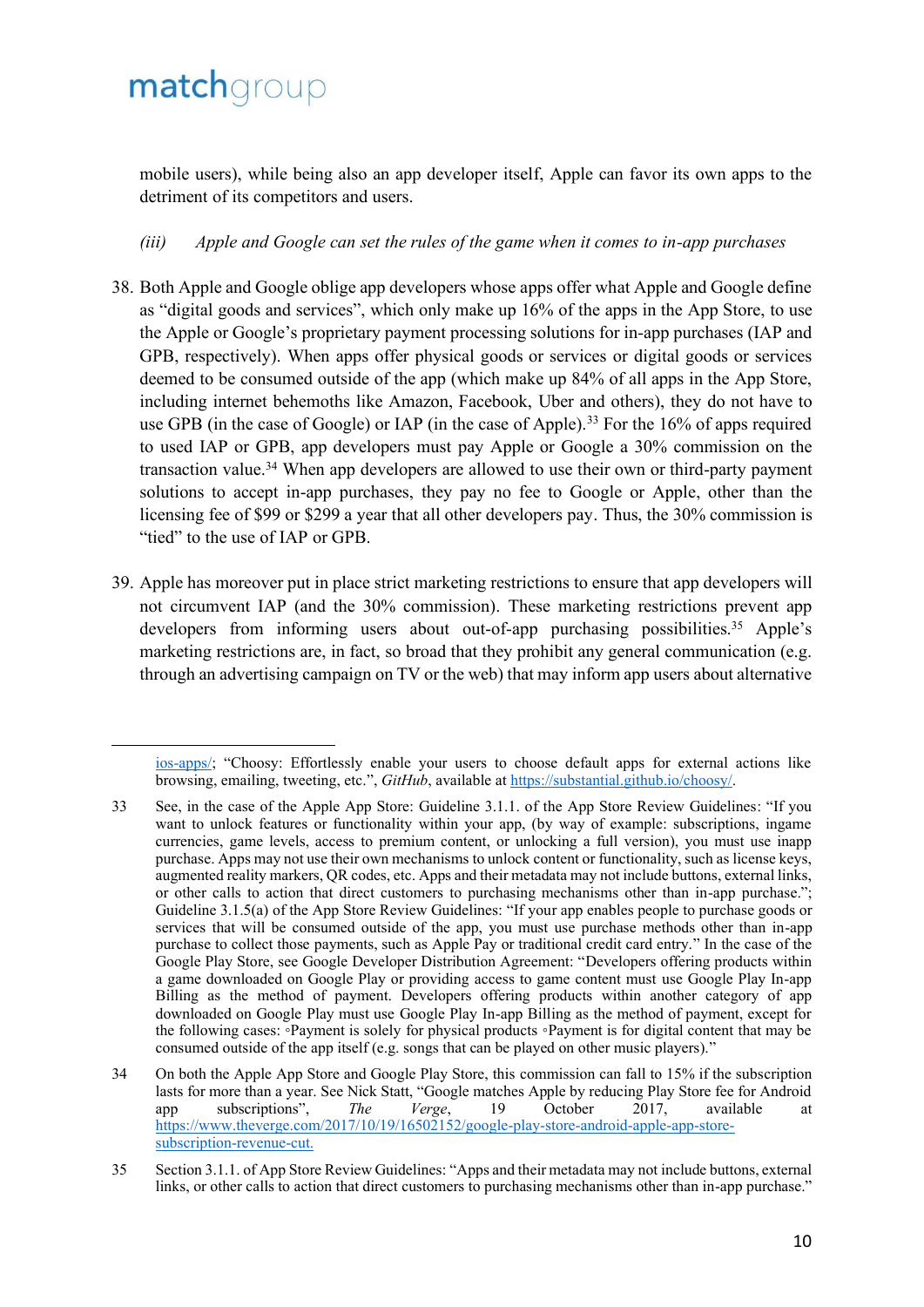mobile users), while being also an app developer itself, Apple can favor its own apps to the detriment of its competitors and users.

*(iii) Apple and Google can set the rules of the game when it comes to in-app purchases*

38. Both Apple and Google oblige app developers whose apps offer what Apple and Google define as "digital goods and services", which only make up 16% of the apps in the App Store, to use the Apple or Google's proprietary payment processing solutions for in-app purchases (IAP and GPB, respectively). When apps offer physical goods or services or digital goods or services deemed to be consumed outside of the app (which make up 84% of all apps in the App Store, including internet behemoths like Amazon, Facebook, Uber and others), they do not have to use GPB (in the case of Google) or IAP (in the case of Apple).[33] For the 16% of apps required to used IAP or GPB, app developers must pay Apple or Google a 30% commission on the transaction value.[34] When app developers are allowed to use their own or third-party payment solutions to accept in-app purchases, they pay no fee to Google or Apple, other than the licensing fee of $99 or $299 a year that all other developers pay. Thus, the 30% commission is "tied" to the use of IAP or GPB.

39. Apple has moreover put in place strict marketing restrictions to ensure that app developers will not circumvent IAP (and the 30% commission). These marketing restrictions prevent app developers from informing users about out-of-app purchasing possibilities.[35] Apple's marketing restrictions are, in fact, so broad that they prohibit any general communication (e.g. through an advertising campaign on TV or the web) that may inform app users about alternative

---

ios-apps/; "Choosy: Effortlessly enable your users to choose default apps for external actions like browsing, emailing, tweeting, etc.", *GitHub*, available at https://substantial.github.io/choosy/.

33 See, in the case of the Apple App Store: Guideline 3.1.1. of the App Store Review Guidelines: "If you want to unlock features or functionality within your app, (by way of example: subscriptions, ingame currencies, game levels, access to premium content, or unlocking a full version), you must use inapp purchase. Apps may not use their own mechanisms to unlock content or functionality, such as license keys, augmented reality markers, QR codes, etc. Apps and their metadata may not include buttons, external links, or other calls to action that direct customers to purchasing mechanisms other than in-app purchase."; Guideline 3.1.5(a) of the App Store Review Guidelines: "If your app enables people to purchase goods or services that will be consumed outside of the app, you must use purchase methods other than in-app purchase to collect those payments, such as Apple Pay or traditional credit card entry." In the case of the Google Play Store, see Google Developer Distribution Agreement: "Developers offering products within a game downloaded on Google Play or providing access to game content must use Google Play In-app Billing as the method of payment. Developers offering products within another category of app downloaded on Google Play must use Google Play In-app Billing as the method of payment, except for the following cases: ◦Payment is solely for physical products ◦Payment is for digital content that may be consumed outside of the app itself (e.g. songs that can be played on other music players)."

34 On both the Apple App Store and Google Play Store, this commission can fall to 15% if the subscription lasts for more than a year. See Nick Statt, "Google matches Apple by reducing Play Store fee for Android app subscriptions", *The Verge*, 19 October 2017, available at https://www.theverge.com/2017/10/19/16502152/google-play-store-android-apple-app-store-subscription-revenue-cut.

35 Section 3.1.1. of App Store Review Guidelines: "Apps and their metadata may not include buttons, external links, or other calls to action that direct customers to purchasing mechanisms other than in-app purchase."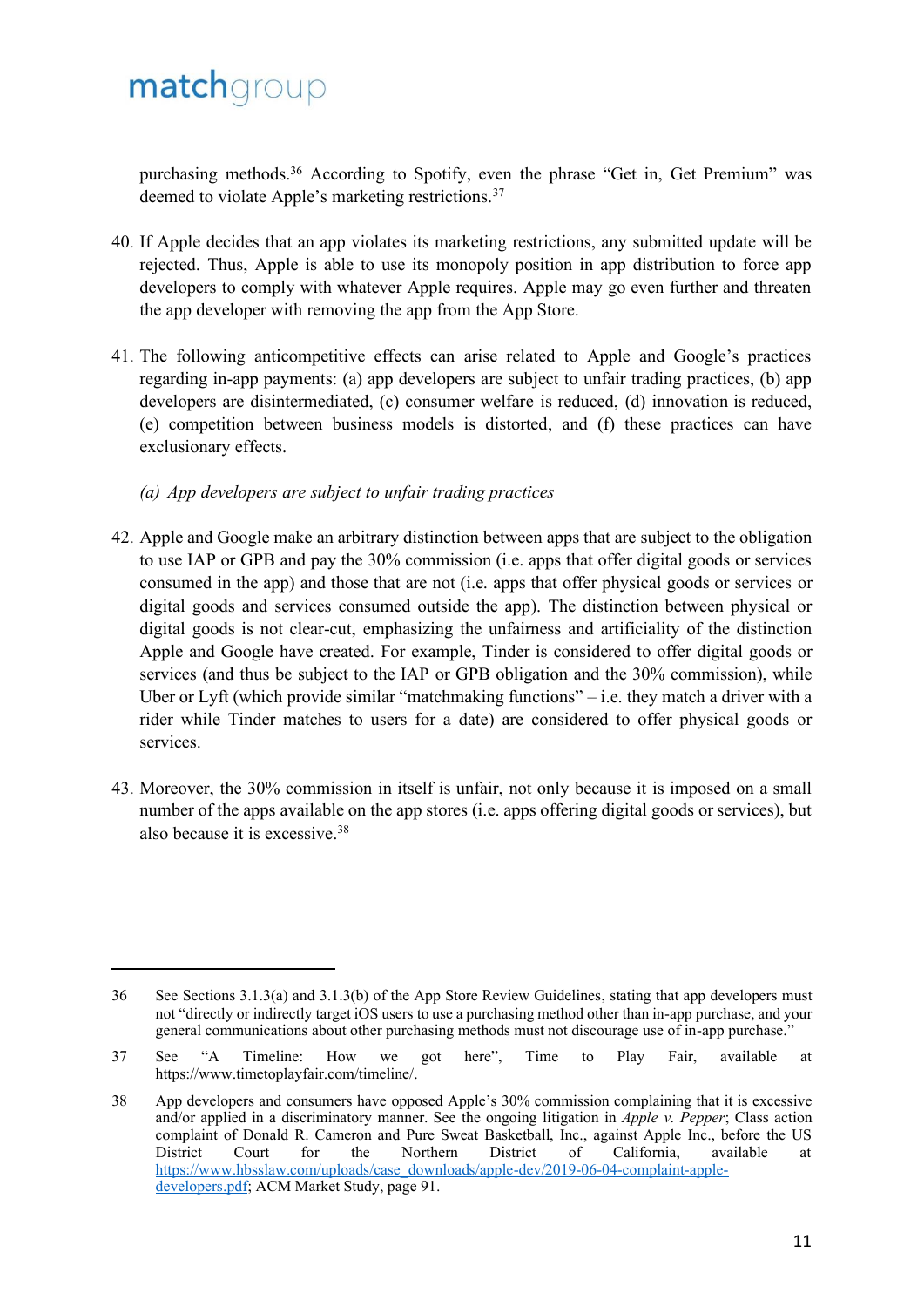purchasing methods.[36] According to Spotify, even the phrase "Get in, Get Premium" was deemed to violate Apple's marketing restrictions.[37]

40. If Apple decides that an app violates its marketing restrictions, any submitted update will be rejected. Thus, Apple is able to use its monopoly position in app distribution to force app developers to comply with whatever Apple requires. Apple may go even further and threaten the app developer with removing the app from the App Store.

41. The following anticompetitive effects can arise related to Apple and Google's practices regarding in-app payments: (a) app developers are subject to unfair trading practices, (b) app developers are disintermediated, (c) consumer welfare is reduced, (d) innovation is reduced, (e) competition between business models is distorted, and (f) these practices can have exclusionary effects.

*(a) App developers are subject to unfair trading practices*

42. Apple and Google make an arbitrary distinction between apps that are subject to the obligation to use IAP or GPB and pay the 30% commission (i.e. apps that offer digital goods or services consumed in the app) and those that are not (i.e. apps that offer physical goods or services or digital goods and services consumed outside the app). The distinction between physical or digital goods is not clear-cut, emphasizing the unfairness and artificiality of the distinction Apple and Google have created. For example, Tinder is considered to offer digital goods or services (and thus be subject to the IAP or GPB obligation and the 30% commission), while Uber or Lyft (which provide similar "matchmaking functions" – i.e. they match a driver with a rider while Tinder matches to users for a date) are considered to offer physical goods or services.

43. Moreover, the 30% commission in itself is unfair, not only because it is imposed on a small number of the apps available on the app stores (i.e. apps offering digital goods or services), but also because it is excessive.[38]

---

36 See Sections 3.1.3(a) and 3.1.3(b) of the App Store Review Guidelines, stating that app developers must not "directly or indirectly target iOS users to use a purchasing method other than in-app purchase, and your general communications about other purchasing methods must not discourage use of in-app purchase."

37 See "A Timeline: How we got here", Time to Play Fair, available at https://www.timetoplayfair.com/timeline/.

38 App developers and consumers have opposed Apple's 30% commission complaining that it is excessive and/or applied in a discriminatory manner. See the ongoing litigation in *Apple v. Pepper*; Class action complaint of Donald R. Cameron and Pure Sweat Basketball, Inc., against Apple Inc., before the US District Court for the Northern District of California, available at https://www.hbsslaw.com/uploads/case_downloads/apple-dev/2019-06-04-complaint-apple-developers.pdf; ACM Market Study, page 91.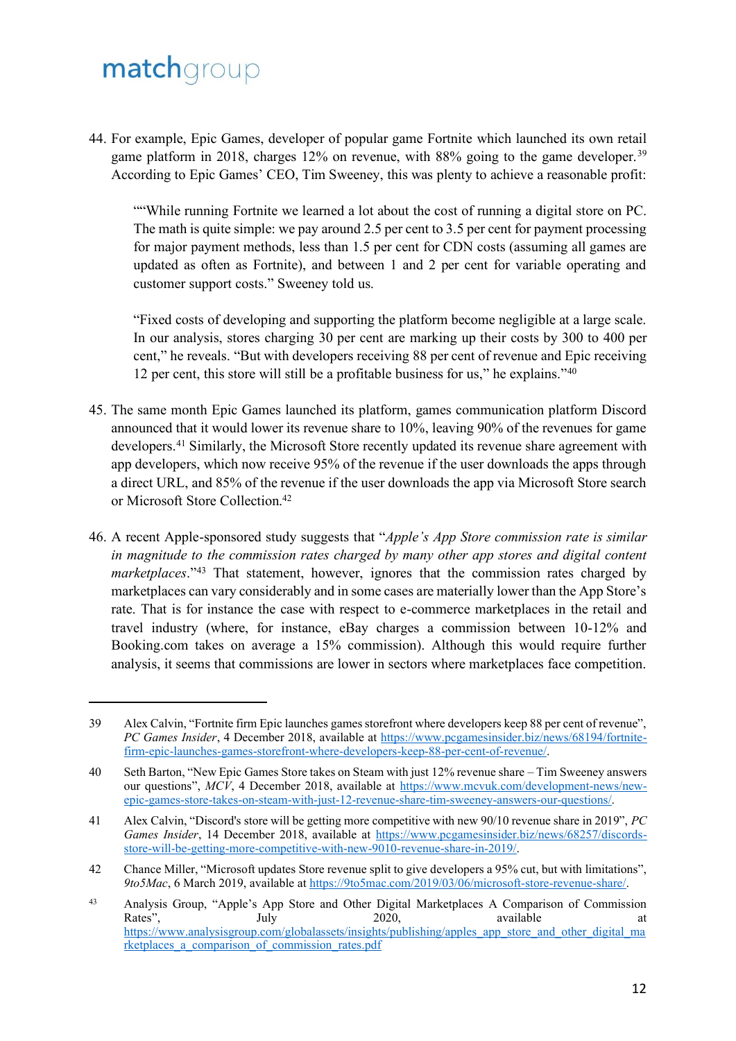44. For example, Epic Games, developer of popular game Fortnite which launched its own retail game platform in 2018, charges 12% on revenue, with 88% going to the game developer.[39] According to Epic Games' CEO, Tim Sweeney, this was plenty to achieve a reasonable profit:

> ""While running Fortnite we learned a lot about the cost of running a digital store on PC. The math is quite simple: we pay around 2.5 per cent to 3.5 per cent for payment processing for major payment methods, less than 1.5 per cent for CDN costs (assuming all games are updated as often as Fortnite), and between 1 and 2 per cent for variable operating and customer support costs." Sweeney told us.
>
> "Fixed costs of developing and supporting the platform become negligible at a large scale. In our analysis, stores charging 30 per cent are marking up their costs by 300 to 400 per cent," he reveals. "But with developers receiving 88 per cent of revenue and Epic receiving 12 per cent, this store will still be a profitable business for us," he explains."[40]

45. The same month Epic Games launched its platform, games communication platform Discord announced that it would lower its revenue share to 10%, leaving 90% of the revenues for game developers.[41] Similarly, the Microsoft Store recently updated its revenue share agreement with app developers, which now receive 95% of the revenue if the user downloads the apps through a direct URL, and 85% of the revenue if the user downloads the app via Microsoft Store search or Microsoft Store Collection.[42]

46. A recent Apple-sponsored study suggests that "*Apple's App Store commission rate is similar in magnitude to the commission rates charged by many other app stores and digital content marketplaces*."[43] That statement, however, ignores that the commission rates charged by marketplaces can vary considerably and in some cases are materially lower than the App Store's rate. That is for instance the case with respect to e-commerce marketplaces in the retail and travel industry (where, for instance, eBay charges a commission between 10-12% and Booking.com takes on average a 15% commission). Although this would require further analysis, it seems that commissions are lower in sectors where marketplaces face competition.

---

39 Alex Calvin, "Fortnite firm Epic launches games storefront where developers keep 88 per cent of revenue", *PC Games Insider*, 4 December 2018, available at https://www.pcgamesinsider.biz/news/68194/fortnite-firm-epic-launches-games-storefront-where-developers-keep-88-per-cent-of-revenue/.

40 Seth Barton, "New Epic Games Store takes on Steam with just 12% revenue share – Tim Sweeney answers our questions", *MCV*, 4 December 2018, available at https://www.mcvuk.com/development-news/new-epic-games-store-takes-on-steam-with-just-12-revenue-share-tim-sweeney-answers-our-questions/.

41 Alex Calvin, "Discord's store will be getting more competitive with new 90/10 revenue share in 2019", *PC Games Insider*, 14 December 2018, available at https://www.pcgamesinsider.biz/news/68257/discords-store-will-be-getting-more-competitive-with-new-9010-revenue-share-in-2019/.

42 Chance Miller, "Microsoft updates Store revenue split to give developers a 95% cut, but with limitations", *9to5Mac*, 6 March 2019, available at https://9to5mac.com/2019/03/06/microsoft-store-revenue-share/.

43 Analysis Group, "Apple's App Store and Other Digital Marketplaces A Comparison of Commission Rates", July 2020, available at https://www.analysisgroup.com/globalassets/insights/publishing/apples_app_store_and_other_digital_marketplaces_a_comparison_of_commission_rates.pdf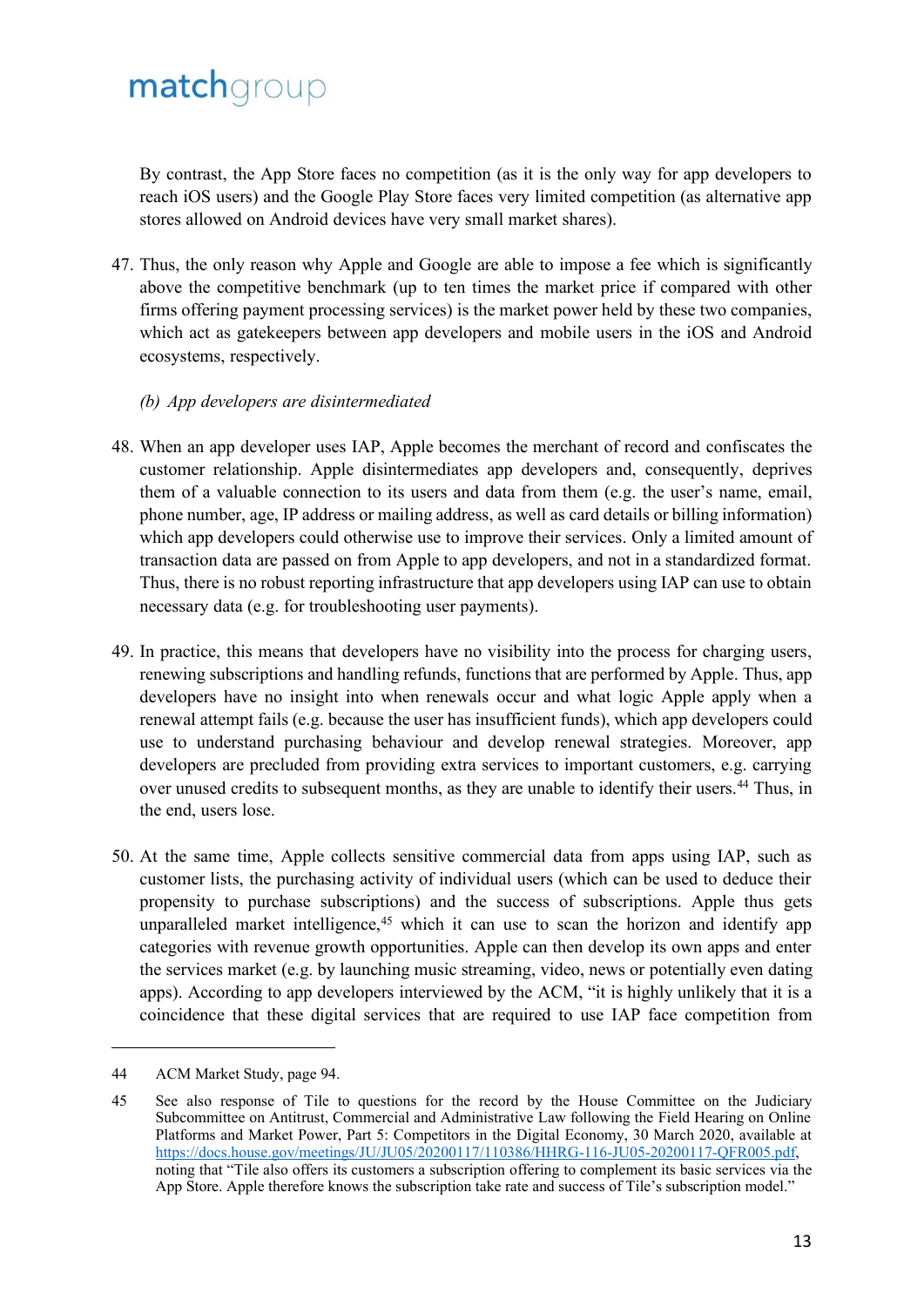By contrast, the App Store faces no competition (as it is the only way for app developers to reach iOS users) and the Google Play Store faces very limited competition (as alternative app stores allowed on Android devices have very small market shares).

47. Thus, the only reason why Apple and Google are able to impose a fee which is significantly above the competitive benchmark (up to ten times the market price if compared with other firms offering payment processing services) is the market power held by these two companies, which act as gatekeepers between app developers and mobile users in the iOS and Android ecosystems, respectively.

*(b) App developers are disintermediated*

48. When an app developer uses IAP, Apple becomes the merchant of record and confiscates the customer relationship. Apple disintermediates app developers and, consequently, deprives them of a valuable connection to its users and data from them (e.g. the user's name, email, phone number, age, IP address or mailing address, as well as card details or billing information) which app developers could otherwise use to improve their services. Only a limited amount of transaction data are passed on from Apple to app developers, and not in a standardized format. Thus, there is no robust reporting infrastructure that app developers using IAP can use to obtain necessary data (e.g. for troubleshooting user payments).

49. In practice, this means that developers have no visibility into the process for charging users, renewing subscriptions and handling refunds, functions that are performed by Apple. Thus, app developers have no insight into when renewals occur and what logic Apple apply when a renewal attempt fails (e.g. because the user has insufficient funds), which app developers could use to understand purchasing behaviour and develop renewal strategies. Moreover, app developers are precluded from providing extra services to important customers, e.g. carrying over unused credits to subsequent months, as they are unable to identify their users.[44] Thus, in the end, users lose.

50. At the same time, Apple collects sensitive commercial data from apps using IAP, such as customer lists, the purchasing activity of individual users (which can be used to deduce their propensity to purchase subscriptions) and the success of subscriptions. Apple thus gets unparalleled market intelligence,[45] which it can use to scan the horizon and identify app categories with revenue growth opportunities. Apple can then develop its own apps and enter the services market (e.g. by launching music streaming, video, news or potentially even dating apps). According to app developers interviewed by the ACM, "it is highly unlikely that it is a coincidence that these digital services that are required to use IAP face competition from

---

44 ACM Market Study, page 94.

45 See also response of Tile to questions for the record by the House Committee on the Judiciary Subcommittee on Antitrust, Commercial and Administrative Law following the Field Hearing on Online Platforms and Market Power, Part 5: Competitors in the Digital Economy, 30 March 2020, available at https://docs.house.gov/meetings/JU/JU05/20200117/110386/HHRG-116-JU05-20200117-QFR005.pdf, noting that "Tile also offers its customers a subscription offering to complement its basic services via the App Store. Apple therefore knows the subscription take rate and success of Tile's subscription model."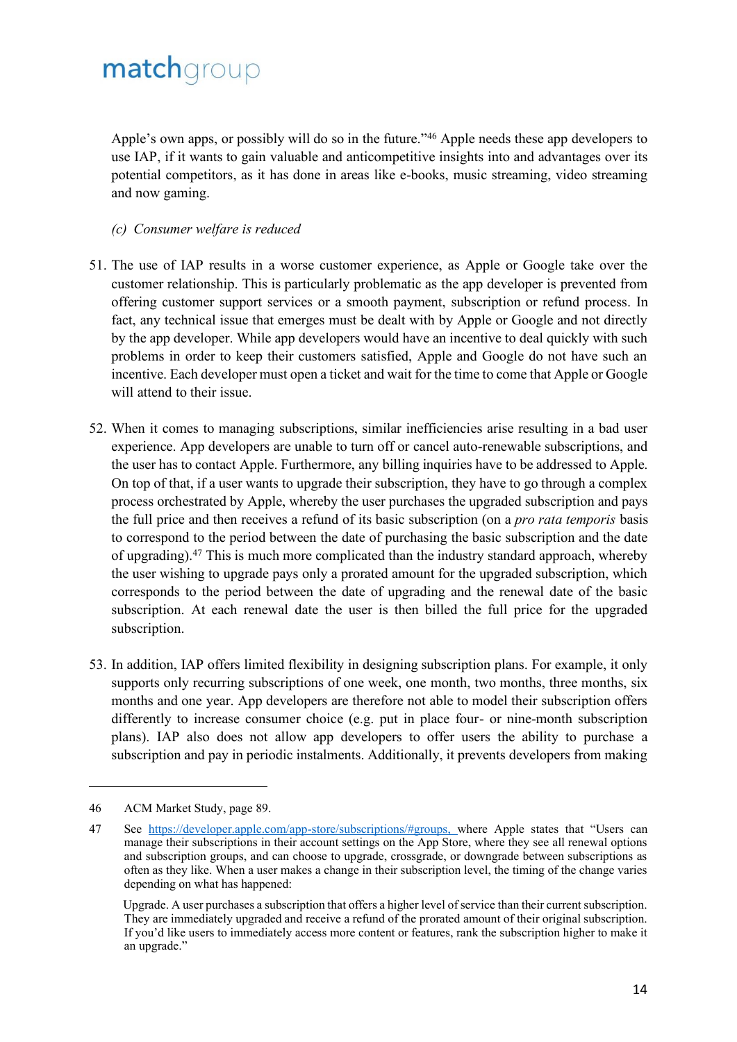Apple's own apps, or possibly will do so in the future."[46] Apple needs these app developers to use IAP, if it wants to gain valuable and anticompetitive insights into and advantages over its potential competitors, as it has done in areas like e-books, music streaming, video streaming and now gaming.

*(c) Consumer welfare is reduced*

51. The use of IAP results in a worse customer experience, as Apple or Google take over the customer relationship. This is particularly problematic as the app developer is prevented from offering customer support services or a smooth payment, subscription or refund process. In fact, any technical issue that emerges must be dealt with by Apple or Google and not directly by the app developer. While app developers would have an incentive to deal quickly with such problems in order to keep their customers satisfied, Apple and Google do not have such an incentive. Each developer must open a ticket and wait for the time to come that Apple or Google will attend to their issue.

52. When it comes to managing subscriptions, similar inefficiencies arise resulting in a bad user experience. App developers are unable to turn off or cancel auto-renewable subscriptions, and the user has to contact Apple. Furthermore, any billing inquiries have to be addressed to Apple. On top of that, if a user wants to upgrade their subscription, they have to go through a complex process orchestrated by Apple, whereby the user purchases the upgraded subscription and pays the full price and then receives a refund of its basic subscription (on a *pro rata temporis* basis to correspond to the period between the date of purchasing the basic subscription and the date of upgrading).[47] This is much more complicated than the industry standard approach, whereby the user wishing to upgrade pays only a prorated amount for the upgraded subscription, which corresponds to the period between the date of upgrading and the renewal date of the basic subscription. At each renewal date the user is then billed the full price for the upgraded subscription.

53. In addition, IAP offers limited flexibility in designing subscription plans. For example, it only supports only recurring subscriptions of one week, one month, two months, three months, six months and one year. App developers are therefore not able to model their subscription offers differently to increase consumer choice (e.g. put in place four- or nine-month subscription plans). IAP also does not allow app developers to offer users the ability to purchase a subscription and pay in periodic instalments. Additionally, it prevents developers from making

---

46 ACM Market Study, page 89.

47 See https://developer.apple.com/app-store/subscriptions/#groups, where Apple states that "Users can manage their subscriptions in their account settings on the App Store, where they see all renewal options and subscription groups, and can choose to upgrade, crossgrade, or downgrade between subscriptions as often as they like. When a user makes a change in their subscription level, the timing of the change varies depending on what has happened:

Upgrade. A user purchases a subscription that offers a higher level of service than their current subscription. They are immediately upgraded and receive a refund of the prorated amount of their original subscription. If you'd like users to immediately access more content or features, rank the subscription higher to make it an upgrade."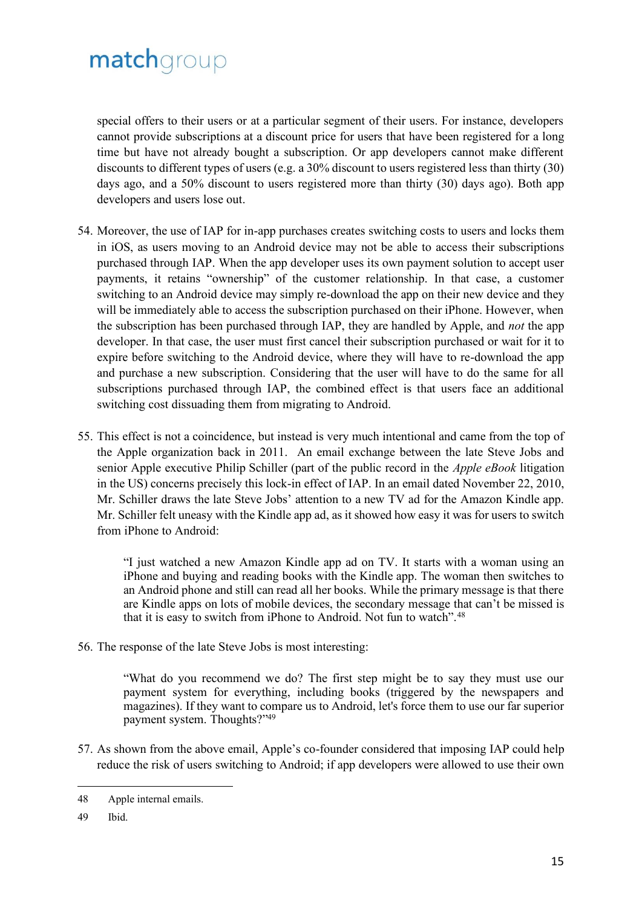special offers to their users or at a particular segment of their users. For instance, developers cannot provide subscriptions at a discount price for users that have been registered for a long time but have not already bought a subscription. Or app developers cannot make different discounts to different types of users (e.g. a 30% discount to users registered less than thirty (30) days ago, and a 50% discount to users registered more than thirty (30) days ago). Both app developers and users lose out.

54. Moreover, the use of IAP for in-app purchases creates switching costs to users and locks them in iOS, as users moving to an Android device may not be able to access their subscriptions purchased through IAP. When the app developer uses its own payment solution to accept user payments, it retains "ownership" of the customer relationship. In that case, a customer switching to an Android device may simply re-download the app on their new device and they will be immediately able to access the subscription purchased on their iPhone. However, when the subscription has been purchased through IAP, they are handled by Apple, and *not* the app developer. In that case, the user must first cancel their subscription purchased or wait for it to expire before switching to the Android device, where they will have to re-download the app and purchase a new subscription. Considering that the user will have to do the same for all subscriptions purchased through IAP, the combined effect is that users face an additional switching cost dissuading them from migrating to Android.

55. This effect is not a coincidence, but instead is very much intentional and came from the top of the Apple organization back in 2011. An email exchange between the late Steve Jobs and senior Apple executive Philip Schiller (part of the public record in the *Apple eBook* litigation in the US) concerns precisely this lock-in effect of IAP. In an email dated November 22, 2010, Mr. Schiller draws the late Steve Jobs' attention to a new TV ad for the Amazon Kindle app. Mr. Schiller felt uneasy with the Kindle app ad, as it showed how easy it was for users to switch from iPhone to Android:

> "I just watched a new Amazon Kindle app ad on TV. It starts with a woman using an iPhone and buying and reading books with the Kindle app. The woman then switches to an Android phone and still can read all her books. While the primary message is that there are Kindle apps on lots of mobile devices, the secondary message that can't be missed is that it is easy to switch from iPhone to Android. Not fun to watch".[48]

56. The response of the late Steve Jobs is most interesting:

> "What do you recommend we do? The first step might be to say they must use our payment system for everything, including books (triggered by the newspapers and magazines). If they want to compare us to Android, let's force them to use our far superior payment system. Thoughts?"[49]

57. As shown from the above email, Apple's co-founder considered that imposing IAP could help reduce the risk of users switching to Android; if app developers were allowed to use their own

---

48 Apple internal emails.

49 Ibid.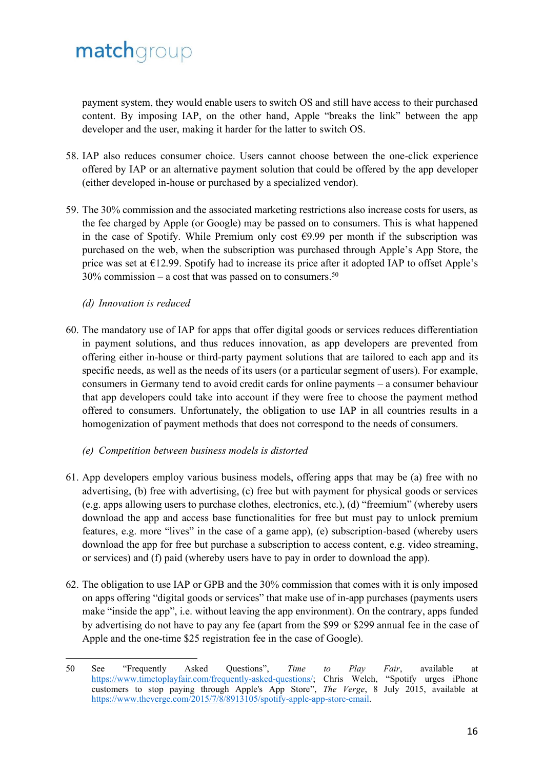payment system, they would enable users to switch OS and still have access to their purchased content. By imposing IAP, on the other hand, Apple "breaks the link" between the app developer and the user, making it harder for the latter to switch OS.

58. IAP also reduces consumer choice. Users cannot choose between the one-click experience offered by IAP or an alternative payment solution that could be offered by the app developer (either developed in-house or purchased by a specialized vendor).

59. The 30% commission and the associated marketing restrictions also increase costs for users, as the fee charged by Apple (or Google) may be passed on to consumers. This is what happened in the case of Spotify. While Premium only cost €9.99 per month if the subscription was purchased on the web, when the subscription was purchased through Apple's App Store, the price was set at €12.99. Spotify had to increase its price after it adopted IAP to offset Apple's 30% commission – a cost that was passed on to consumers.[50]

*(d) Innovation is reduced*

60. The mandatory use of IAP for apps that offer digital goods or services reduces differentiation in payment solutions, and thus reduces innovation, as app developers are prevented from offering either in-house or third-party payment solutions that are tailored to each app and its specific needs, as well as the needs of its users (or a particular segment of users). For example, consumers in Germany tend to avoid credit cards for online payments – a consumer behaviour that app developers could take into account if they were free to choose the payment method offered to consumers. Unfortunately, the obligation to use IAP in all countries results in a homogenization of payment methods that does not correspond to the needs of consumers.

*(e) Competition between business models is distorted*

61. App developers employ various business models, offering apps that may be (a) free with no advertising, (b) free with advertising, (c) free but with payment for physical goods or services (e.g. apps allowing users to purchase clothes, electronics, etc.), (d) "freemium" (whereby users download the app and access base functionalities for free but must pay to unlock premium features, e.g. more "lives" in the case of a game app), (e) subscription-based (whereby users download the app for free but purchase a subscription to access content, e.g. video streaming, or services) and (f) paid (whereby users have to pay in order to download the app).

62. The obligation to use IAP or GPB and the 30% commission that comes with it is only imposed on apps offering "digital goods or services" that make use of in-app purchases (payments users make "inside the app", i.e. without leaving the app environment). On the contrary, apps funded by advertising do not have to pay any fee (apart from the $99 or $299 annual fee in the case of Apple and the one-time $25 registration fee in the case of Google).

---

50 See "Frequently Asked Questions", *Time to Play Fair*, available at https://www.timetoplayfair.com/frequently-asked-questions/; Chris Welch, "Spotify urges iPhone customers to stop paying through Apple's App Store", *The Verge*, 8 July 2015, available at https://www.theverge.com/2015/7/8/8913105/spotify-apple-app-store-email.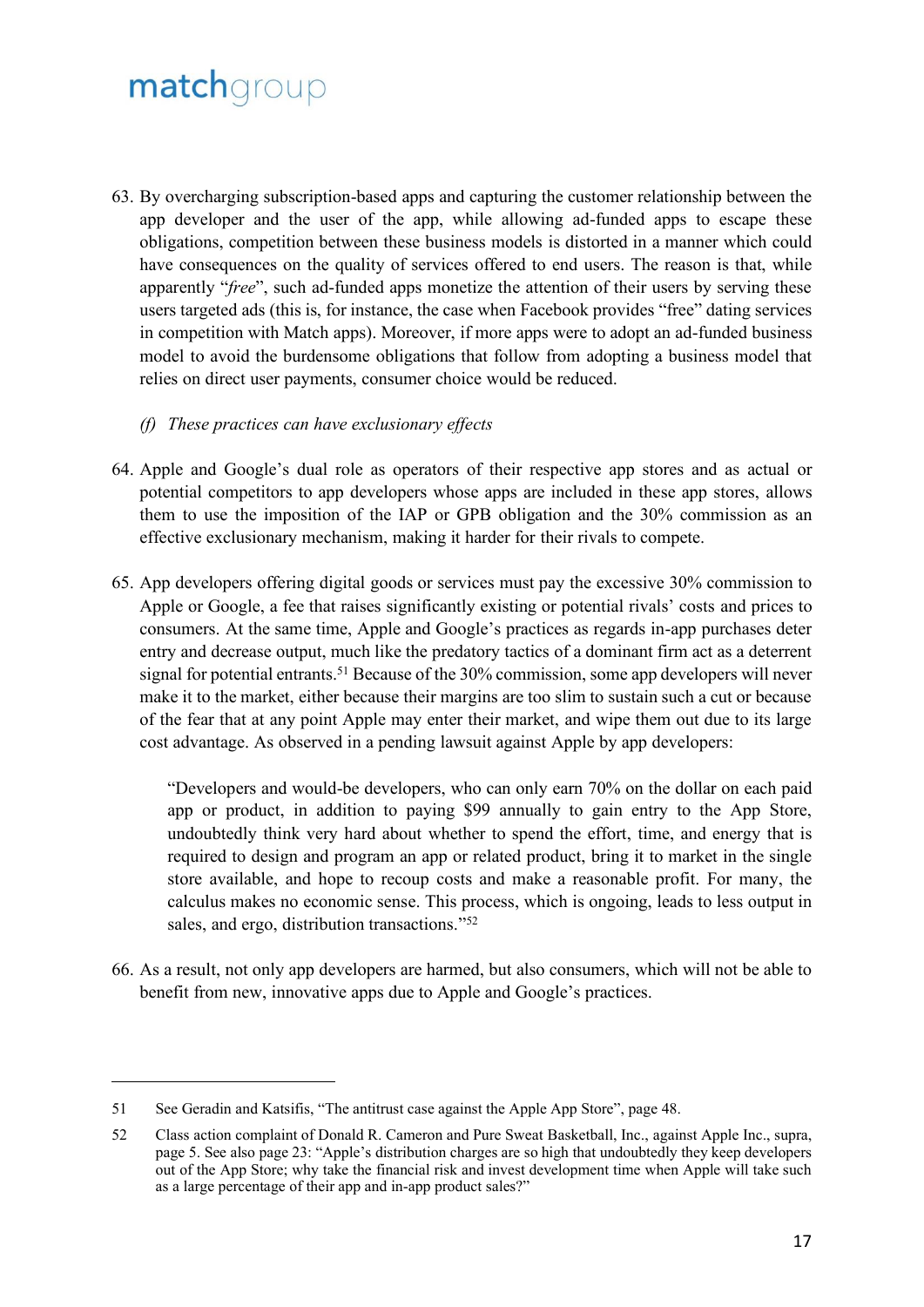63. By overcharging subscription-based apps and capturing the customer relationship between the app developer and the user of the app, while allowing ad-funded apps to escape these obligations, competition between these business models is distorted in a manner which could have consequences on the quality of services offered to end users. The reason is that, while apparently "*free*", such ad-funded apps monetize the attention of their users by serving these users targeted ads (this is, for instance, the case when Facebook provides "free" dating services in competition with Match apps). Moreover, if more apps were to adopt an ad-funded business model to avoid the burdensome obligations that follow from adopting a business model that relies on direct user payments, consumer choice would be reduced.

*(f) These practices can have exclusionary effects*

64. Apple and Google's dual role as operators of their respective app stores and as actual or potential competitors to app developers whose apps are included in these app stores, allows them to use the imposition of the IAP or GPB obligation and the 30% commission as an effective exclusionary mechanism, making it harder for their rivals to compete.

65. App developers offering digital goods or services must pay the excessive 30% commission to Apple or Google, a fee that raises significantly existing or potential rivals' costs and prices to consumers. At the same time, Apple and Google's practices as regards in-app purchases deter entry and decrease output, much like the predatory tactics of a dominant firm act as a deterrent signal for potential entrants.[51] Because of the 30% commission, some app developers will never make it to the market, either because their margins are too slim to sustain such a cut or because of the fear that at any point Apple may enter their market, and wipe them out due to its large cost advantage. As observed in a pending lawsuit against Apple by app developers:

> "Developers and would-be developers, who can only earn 70% on the dollar on each paid app or product, in addition to paying $99 annually to gain entry to the App Store, undoubtedly think very hard about whether to spend the effort, time, and energy that is required to design and program an app or related product, bring it to market in the single store available, and hope to recoup costs and make a reasonable profit. For many, the calculus makes no economic sense. This process, which is ongoing, leads to less output in sales, and ergo, distribution transactions."[52]

66. As a result, not only app developers are harmed, but also consumers, which will not be able to benefit from new, innovative apps due to Apple and Google's practices.

---

51 See Geradin and Katsifis, "The antitrust case against the Apple App Store", page 48.

52 Class action complaint of Donald R. Cameron and Pure Sweat Basketball, Inc., against Apple Inc., supra, page 5. See also page 23: "Apple's distribution charges are so high that undoubtedly they keep developers out of the App Store; why take the financial risk and invest development time when Apple will take such as a large percentage of their app and in-app product sales?"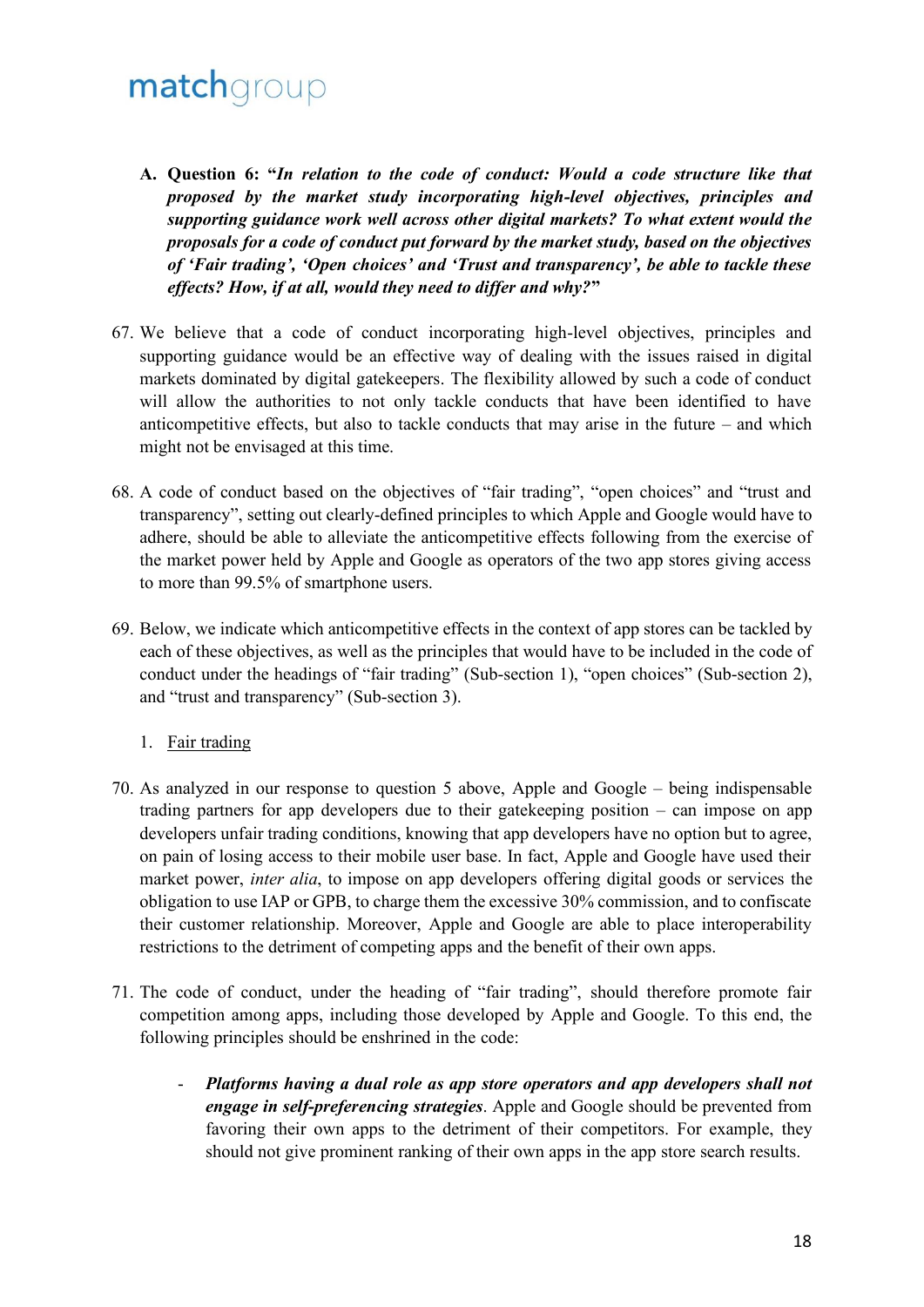**A. Question 6: "*In relation to the code of conduct: Would a code structure like that proposed by the market study incorporating high-level objectives, principles and supporting guidance work well across other digital markets? To what extent would the proposals for a code of conduct put forward by the market study, based on the objectives of 'Fair trading', 'Open choices' and 'Trust and transparency', be able to tackle these effects? How, if at all, would they need to differ and why?*"**

67. We believe that a code of conduct incorporating high-level objectives, principles and supporting guidance would be an effective way of dealing with the issues raised in digital markets dominated by digital gatekeepers. The flexibility allowed by such a code of conduct will allow the authorities to not only tackle conducts that have been identified to have anticompetitive effects, but also to tackle conducts that may arise in the future – and which might not be envisaged at this time.

68. A code of conduct based on the objectives of "fair trading", "open choices" and "trust and transparency", setting out clearly-defined principles to which Apple and Google would have to adhere, should be able to alleviate the anticompetitive effects following from the exercise of the market power held by Apple and Google as operators of the two app stores giving access to more than 99.5% of smartphone users.

69. Below, we indicate which anticompetitive effects in the context of app stores can be tackled by each of these objectives, as well as the principles that would have to be included in the code of conduct under the headings of "fair trading" (Sub-section 1), "open choices" (Sub-section 2), and "trust and transparency" (Sub-section 3).

1. <u>Fair trading</u>

70. As analyzed in our response to question 5 above, Apple and Google – being indispensable trading partners for app developers due to their gatekeeping position – can impose on app developers unfair trading conditions, knowing that app developers have no option but to agree, on pain of losing access to their mobile user base. In fact, Apple and Google have used their market power, *inter alia*, to impose on app developers offering digital goods or services the obligation to use IAP or GPB, to charge them the excessive 30% commission, and to confiscate their customer relationship. Moreover, Apple and Google are able to place interoperability restrictions to the detriment of competing apps and the benefit of their own apps.

71. The code of conduct, under the heading of "fair trading", should therefore promote fair competition among apps, including those developed by Apple and Google. To this end, the following principles should be enshrined in the code:

- ***Platforms having a dual role as app store operators and app developers shall not engage in self-preferencing strategies***. Apple and Google should be prevented from favoring their own apps to the detriment of their competitors. For example, they should not give prominent ranking of their own apps in the app store search results.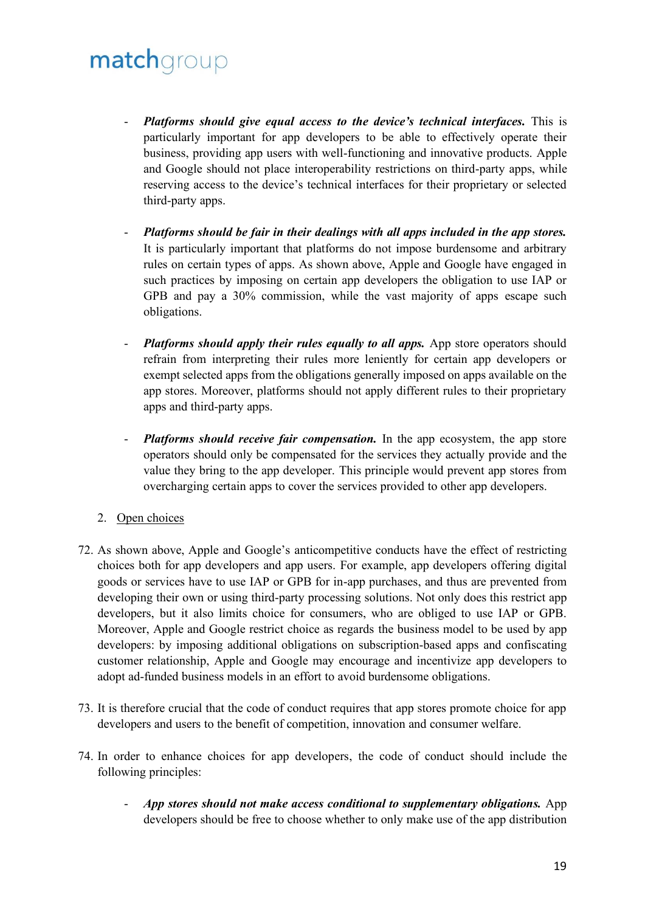- ***Platforms should give equal access to the device's technical interfaces.*** This is particularly important for app developers to be able to effectively operate their business, providing app users with well-functioning and innovative products. Apple and Google should not place interoperability restrictions on third-party apps, while reserving access to the device's technical interfaces for their proprietary or selected third-party apps.

- ***Platforms should be fair in their dealings with all apps included in the app stores.*** It is particularly important that platforms do not impose burdensome and arbitrary rules on certain types of apps. As shown above, Apple and Google have engaged in such practices by imposing on certain app developers the obligation to use IAP or GPB and pay a 30% commission, while the vast majority of apps escape such obligations.

- ***Platforms should apply their rules equally to all apps.*** App store operators should refrain from interpreting their rules more leniently for certain app developers or exempt selected apps from the obligations generally imposed on apps available on the app stores. Moreover, platforms should not apply different rules to their proprietary apps and third-party apps.

- ***Platforms should receive fair compensation.*** In the app ecosystem, the app store operators should only be compensated for the services they actually provide and the value they bring to the app developer. This principle would prevent app stores from overcharging certain apps to cover the services provided to other app developers.

2. Open choices

72. As shown above, Apple and Google's anticompetitive conducts have the effect of restricting choices both for app developers and app users. For example, app developers offering digital goods or services have to use IAP or GPB for in-app purchases, and thus are prevented from developing their own or using third-party processing solutions. Not only does this restrict app developers, but it also limits choice for consumers, who are obliged to use IAP or GPB. Moreover, Apple and Google restrict choice as regards the business model to be used by app developers: by imposing additional obligations on subscription-based apps and confiscating customer relationship, Apple and Google may encourage and incentivize app developers to adopt ad-funded business models in an effort to avoid burdensome obligations.

73. It is therefore crucial that the code of conduct requires that app stores promote choice for app developers and users to the benefit of competition, innovation and consumer welfare.

74. In order to enhance choices for app developers, the code of conduct should include the following principles:

- ***App stores should not make access conditional to supplementary obligations.*** App developers should be free to choose whether to only make use of the app distribution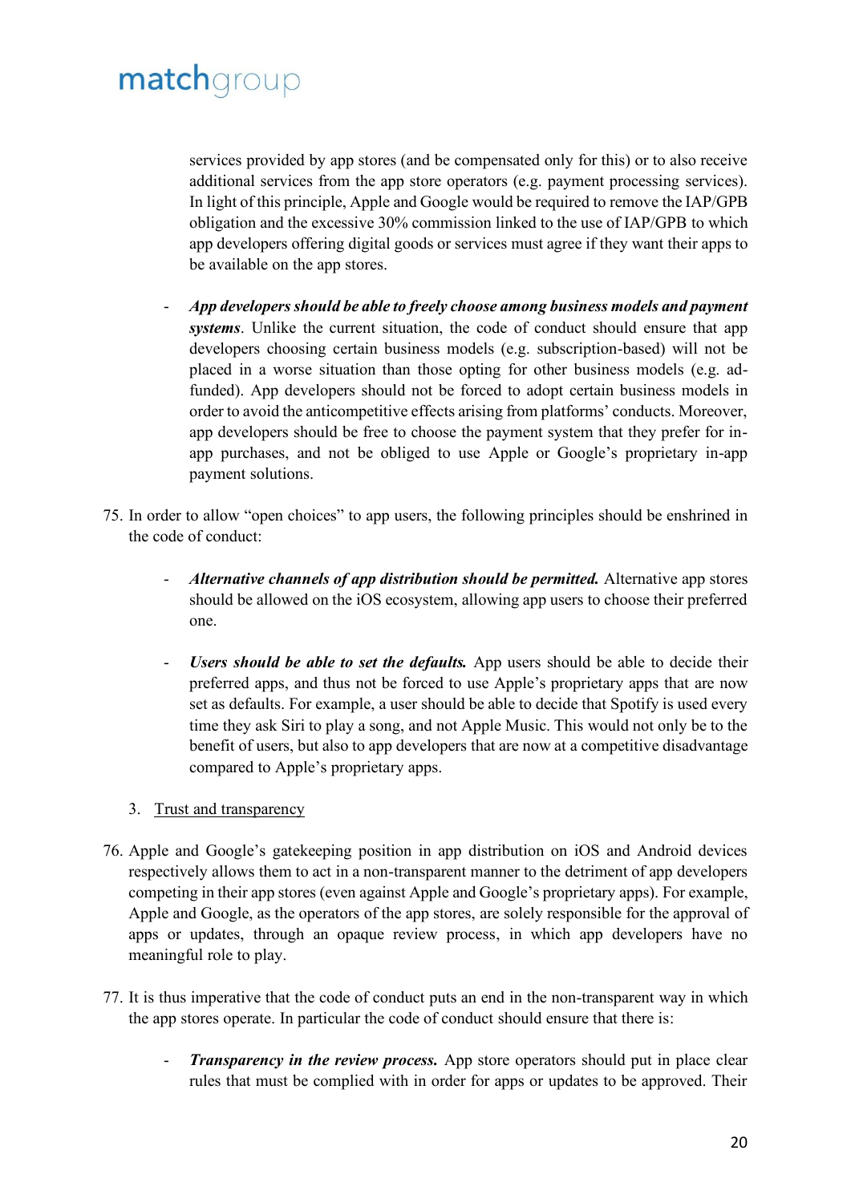services provided by app stores (and be compensated only for this) or to also receive additional services from the app store operators (e.g. payment processing services). In light of this principle, Apple and Google would be required to remove the IAP/GPB obligation and the excessive 30% commission linked to the use of IAP/GPB to which app developers offering digital goods or services must agree if they want their apps to be available on the app stores.

- ***App developers should be able to freely choose among business models and payment systems***. Unlike the current situation, the code of conduct should ensure that app developers choosing certain business models (e.g. subscription-based) will not be placed in a worse situation than those opting for other business models (e.g. ad-funded). App developers should not be forced to adopt certain business models in order to avoid the anticompetitive effects arising from platforms' conducts. Moreover, app developers should be free to choose the payment system that they prefer for in-app purchases, and not be obliged to use Apple or Google's proprietary in-app payment solutions.

75. In order to allow "open choices" to app users, the following principles should be enshrined in the code of conduct:

    - ***Alternative channels of app distribution should be permitted.*** Alternative app stores should be allowed on the iOS ecosystem, allowing app users to choose their preferred one.

    - ***Users should be able to set the defaults.*** App users should be able to decide their preferred apps, and thus not be forced to use Apple's proprietary apps that are now set as defaults. For example, a user should be able to decide that Spotify is used every time they ask Siri to play a song, and not Apple Music. This would not only be to the benefit of users, but also to app developers that are now at a competitive disadvantage compared to Apple's proprietary apps.

3. <u>Trust and transparency</u>

76. Apple and Google's gatekeeping position in app distribution on iOS and Android devices respectively allows them to act in a non-transparent manner to the detriment of app developers competing in their app stores (even against Apple and Google's proprietary apps). For example, Apple and Google, as the operators of the app stores, are solely responsible for the approval of apps or updates, through an opaque review process, in which app developers have no meaningful role to play.

77. It is thus imperative that the code of conduct puts an end in the non-transparent way in which the app stores operate. In particular the code of conduct should ensure that there is:

    - ***Transparency in the review process.*** App store operators should put in place clear rules that must be complied with in order for apps or updates to be approved. Their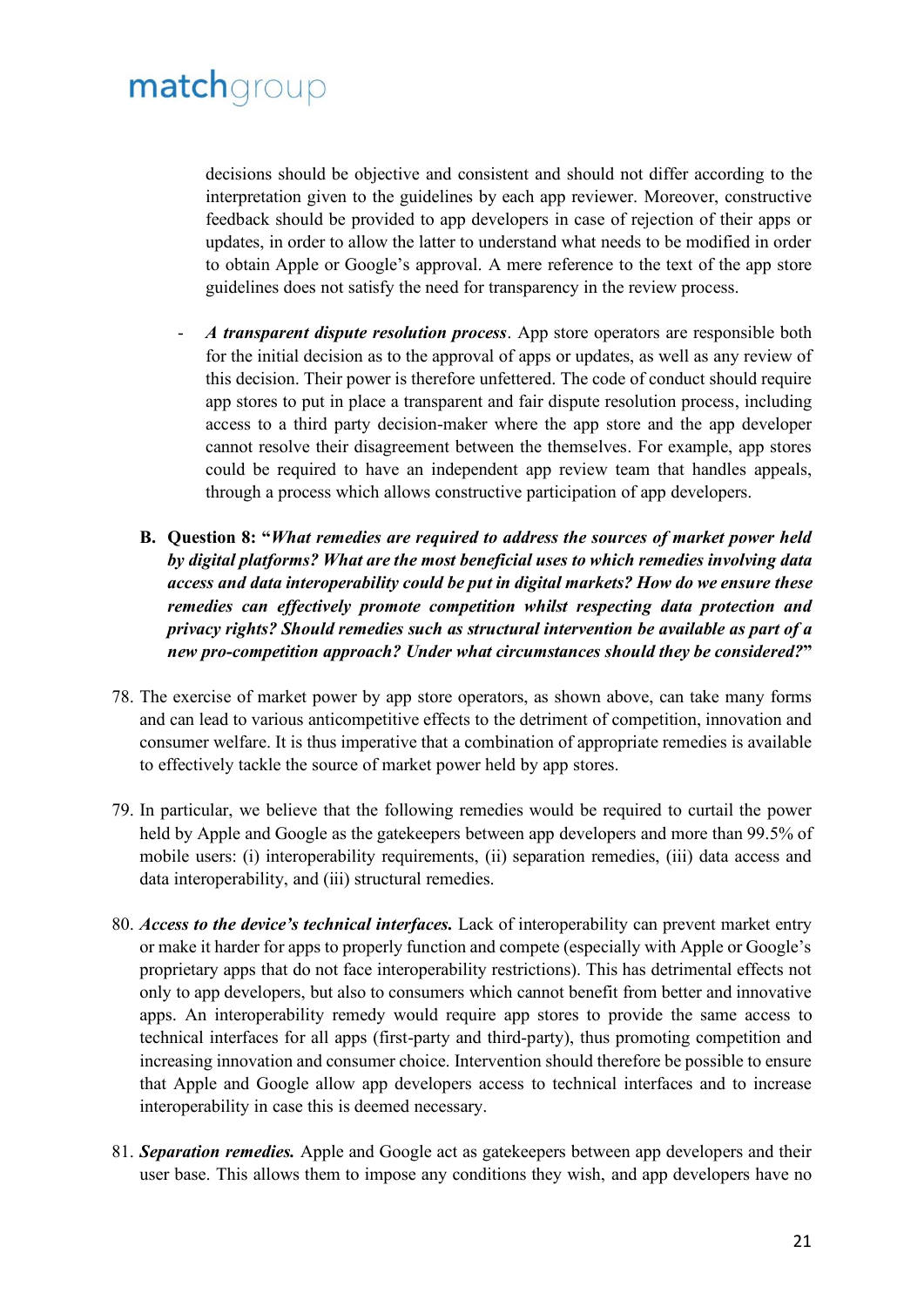decisions should be objective and consistent and should not differ according to the interpretation given to the guidelines by each app reviewer. Moreover, constructive feedback should be provided to app developers in case of rejection of their apps or updates, in order to allow the latter to understand what needs to be modified in order to obtain Apple or Google's approval. A mere reference to the text of the app store guidelines does not satisfy the need for transparency in the review process.

- ***A transparent dispute resolution process***. App store operators are responsible both for the initial decision as to the approval of apps or updates, as well as any review of this decision. Their power is therefore unfettered. The code of conduct should require app stores to put in place a transparent and fair dispute resolution process, including access to a third party decision-maker where the app store and the app developer cannot resolve their disagreement between the themselves. For example, app stores could be required to have an independent app review team that handles appeals, through a process which allows constructive participation of app developers.

**B. Question 8: "*What remedies are required to address the sources of market power held by digital platforms? What are the most beneficial uses to which remedies involving data access and data interoperability could be put in digital markets? How do we ensure these remedies can effectively promote competition whilst respecting data protection and privacy rights? Should remedies such as structural intervention be available as part of a new pro-competition approach? Under what circumstances should they be considered?*"**

78. The exercise of market power by app store operators, as shown above, can take many forms and can lead to various anticompetitive effects to the detriment of competition, innovation and consumer welfare. It is thus imperative that a combination of appropriate remedies is available to effectively tackle the source of market power held by app stores.

79. In particular, we believe that the following remedies would be required to curtail the power held by Apple and Google as the gatekeepers between app developers and more than 99.5% of mobile users: (i) interoperability requirements, (ii) separation remedies, (iii) data access and data interoperability, and (iii) structural remedies.

80. ***Access to the device's technical interfaces.*** Lack of interoperability can prevent market entry or make it harder for apps to properly function and compete (especially with Apple or Google's proprietary apps that do not face interoperability restrictions). This has detrimental effects not only to app developers, but also to consumers which cannot benefit from better and innovative apps. An interoperability remedy would require app stores to provide the same access to technical interfaces for all apps (first-party and third-party), thus promoting competition and increasing innovation and consumer choice. Intervention should therefore be possible to ensure that Apple and Google allow app developers access to technical interfaces and to increase interoperability in case this is deemed necessary.

81. ***Separation remedies.*** Apple and Google act as gatekeepers between app developers and their user base. This allows them to impose any conditions they wish, and app developers have no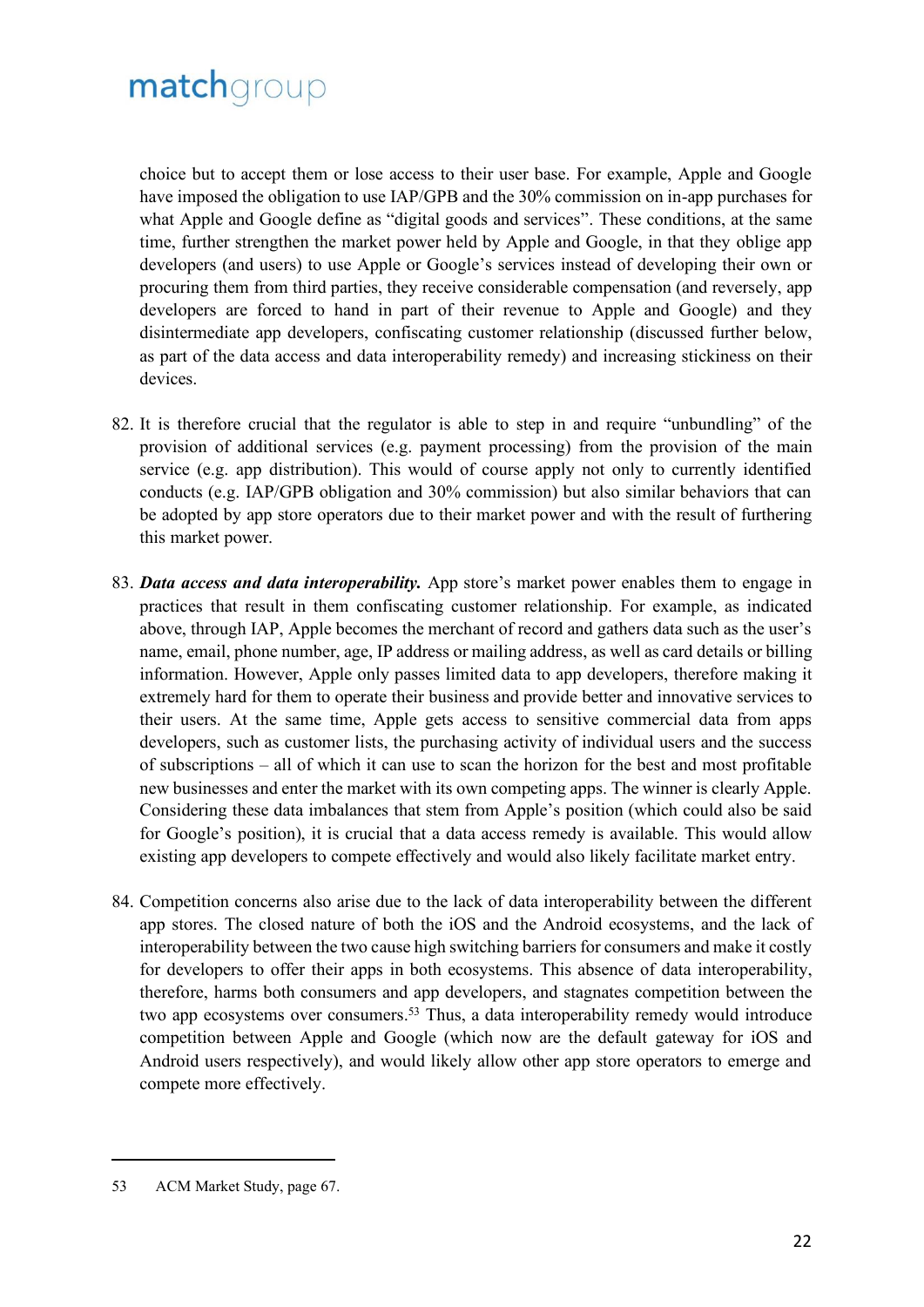choice but to accept them or lose access to their user base. For example, Apple and Google have imposed the obligation to use IAP/GPB and the 30% commission on in-app purchases for what Apple and Google define as "digital goods and services". These conditions, at the same time, further strengthen the market power held by Apple and Google, in that they oblige app developers (and users) to use Apple or Google's services instead of developing their own or procuring them from third parties, they receive considerable compensation (and reversely, app developers are forced to hand in part of their revenue to Apple and Google) and they disintermediate app developers, confiscating customer relationship (discussed further below, as part of the data access and data interoperability remedy) and increasing stickiness on their devices.

82. It is therefore crucial that the regulator is able to step in and require "unbundling" of the provision of additional services (e.g. payment processing) from the provision of the main service (e.g. app distribution). This would of course apply not only to currently identified conducts (e.g. IAP/GPB obligation and 30% commission) but also similar behaviors that can be adopted by app store operators due to their market power and with the result of furthering this market power.

83. ***Data access and data interoperability.*** App store's market power enables them to engage in practices that result in them confiscating customer relationship. For example, as indicated above, through IAP, Apple becomes the merchant of record and gathers data such as the user's name, email, phone number, age, IP address or mailing address, as well as card details or billing information. However, Apple only passes limited data to app developers, therefore making it extremely hard for them to operate their business and provide better and innovative services to their users. At the same time, Apple gets access to sensitive commercial data from apps developers, such as customer lists, the purchasing activity of individual users and the success of subscriptions – all of which it can use to scan the horizon for the best and most profitable new businesses and enter the market with its own competing apps. The winner is clearly Apple. Considering these data imbalances that stem from Apple's position (which could also be said for Google's position), it is crucial that a data access remedy is available. This would allow existing app developers to compete effectively and would also likely facilitate market entry.

84. Competition concerns also arise due to the lack of data interoperability between the different app stores. The closed nature of both the iOS and the Android ecosystems, and the lack of interoperability between the two cause high switching barriers for consumers and make it costly for developers to offer their apps in both ecosystems. This absence of data interoperability, therefore, harms both consumers and app developers, and stagnates competition between the two app ecosystems over consumers.[53] Thus, a data interoperability remedy would introduce competition between Apple and Google (which now are the default gateway for iOS and Android users respectively), and would likely allow other app store operators to emerge and compete more effectively.

---

53 ACM Market Study, page 67.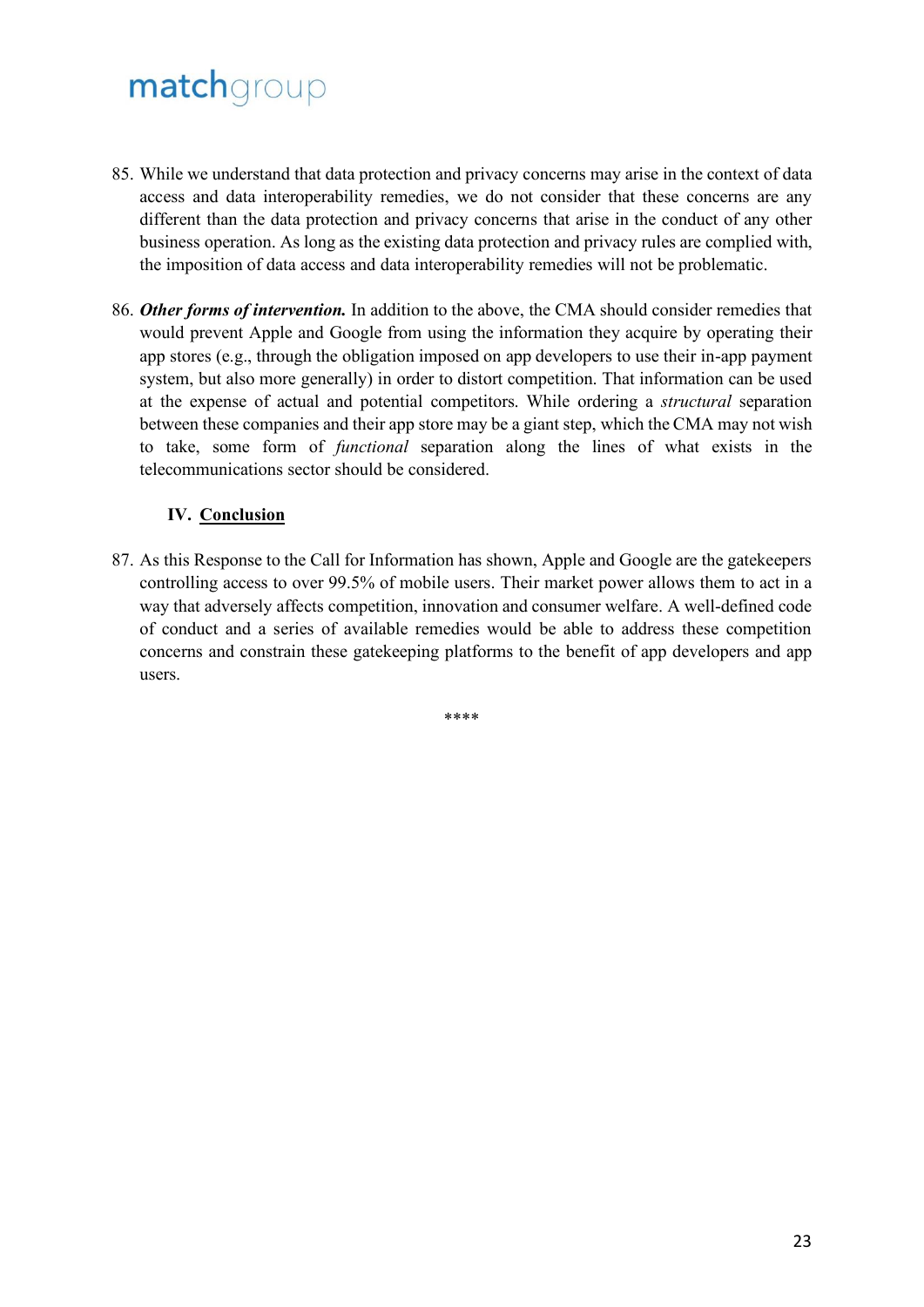85. While we understand that data protection and privacy concerns may arise in the context of data access and data interoperability remedies, we do not consider that these concerns are any different than the data protection and privacy concerns that arise in the conduct of any other business operation. As long as the existing data protection and privacy rules are complied with, the imposition of data access and data interoperability remedies will not be problematic.

86. ***Other forms of intervention.*** In addition to the above, the CMA should consider remedies that would prevent Apple and Google from using the information they acquire by operating their app stores (e.g., through the obligation imposed on app developers to use their in-app payment system, but also more generally) in order to distort competition. That information can be used at the expense of actual and potential competitors. While ordering a *structural* separation between these companies and their app store may be a giant step, which the CMA may not wish to take, some form of *functional* separation along the lines of what exists in the telecommunications sector should be considered.

## IV. Conclusion

87. As this Response to the Call for Information has shown, Apple and Google are the gatekeepers controlling access to over 99.5% of mobile users. Their market power allows them to act in a way that adversely affects competition, innovation and consumer welfare. A well-defined code of conduct and a series of available remedies would be able to address these competition concerns and constrain these gatekeeping platforms to the benefit of app developers and app users.

****